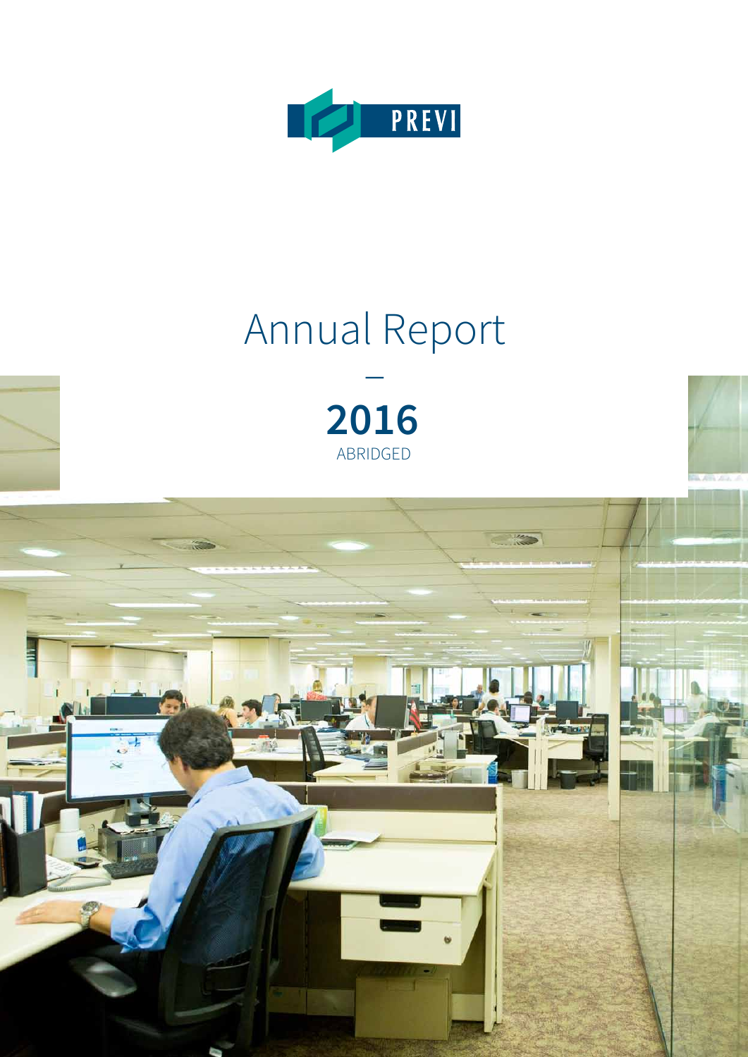PREVI

# Annual Report

—

**2016**

ABRIDGED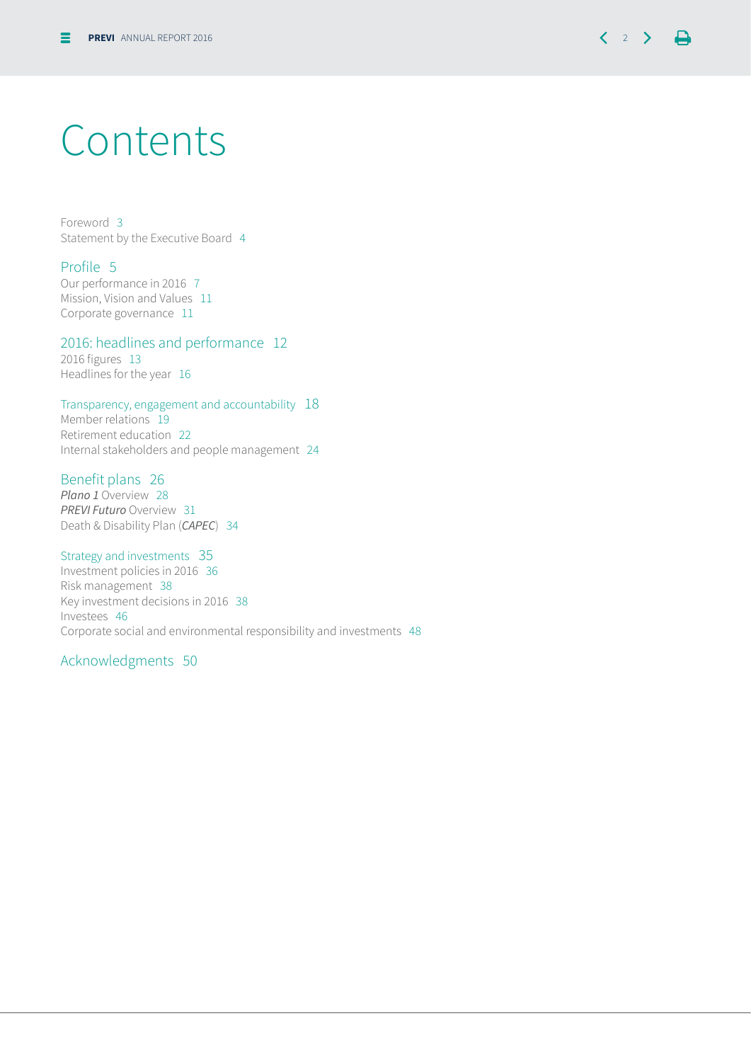# Contents

Foreword 3
Statement by the Executive Board 4

## Profile 5

Our performance in 2016 7
Mission, Vision and Values 11
Corporate governance 11

## 2016: headlines and performance 12

2016 figures 13
Headlines for the year 16

## Transparency, engagement and accountability 18

Member relations 19
Retirement education 22
Internal stakeholders and people management 24

## Benefit plans 26

*Plano 1* Overview 28
*PREVI Futuro* Overview 31
Death & Disability Plan (*CAPEC*) 34

## Strategy and investments 35

Investment policies in 2016 36
Risk management 38
Key investment decisions in 2016 38
Investees 46
Corporate social and environmental responsibility and investments 48

## Acknowledgments 50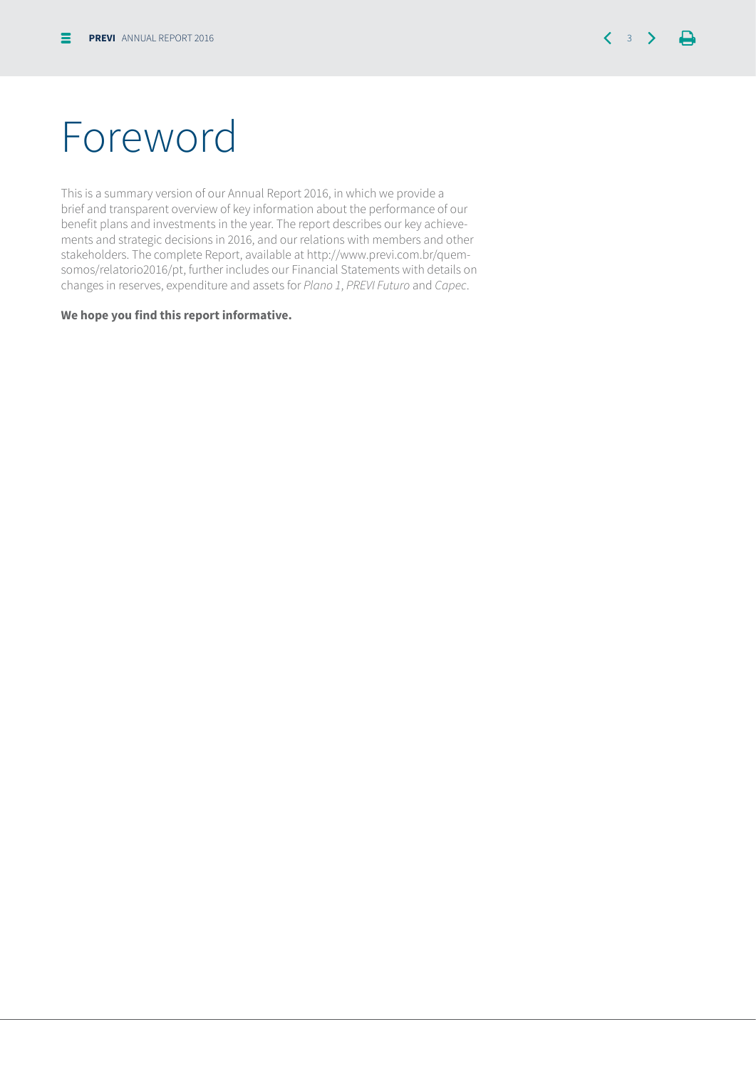# Foreword

This is a summary version of our Annual Report 2016, in which we provide a brief and transparent overview of key information about the performance of our benefit plans and investments in the year. The report describes our key achievements and strategic decisions in 2016, and our relations with members and other stakeholders. The complete Report, available at http://www.previ.com.br/quem-somos/relatorio2016/pt, further includes our Financial Statements with details on changes in reserves, expenditure and assets for *Plano 1*, *PREVI Futuro* and *Capec*.

**We hope you find this report informative.**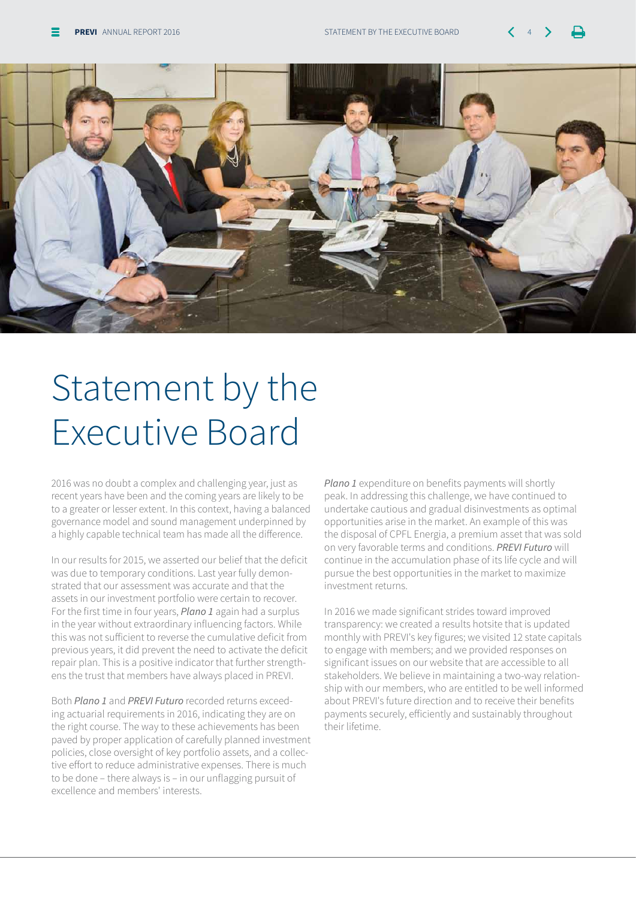# Statement by the Executive Board

2016 was no doubt a complex and challenging year, just as recent years have been and the coming years are likely to be to a greater or lesser extent. In this context, having a balanced governance model and sound management underpinned by a highly capable technical team has made all the difference.

In our results for 2015, we asserted our belief that the deficit was due to temporary conditions. Last year fully demonstrated that our assessment was accurate and that the assets in our investment portfolio were certain to recover. For the first time in four years, ***Plano 1*** again had a surplus in the year without extraordinary influencing factors. While this was not sufficient to reverse the cumulative deficit from previous years, it did prevent the need to activate the deficit repair plan. This is a positive indicator that further strengthens the trust that members have always placed in PREVI.

Both *Plano 1* and *PREVI Futuro* recorded returns exceeding actuarial requirements in 2016, indicating they are on the right course. The way to these achievements has been paved by proper application of carefully planned investment policies, close oversight of key portfolio assets, and a collective effort to reduce administrative expenses. There is much to be done – there always is – in our unflagging pursuit of excellence and members' interests.

*Plano 1* expenditure on benefits payments will shortly peak. In addressing this challenge, we have continued to undertake cautious and gradual disinvestments as optimal opportunities arise in the market. An example of this was the disposal of CPFL Energia, a premium asset that was sold on very favorable terms and conditions. *PREVI Futuro* will continue in the accumulation phase of its life cycle and will pursue the best opportunities in the market to maximize investment returns.

In 2016 we made significant strides toward improved transparency: we created a results hotsite that is updated monthly with PREVI's key figures; we visited 12 state capitals to engage with members; and we provided responses on significant issues on our website that are accessible to all stakeholders. We believe in maintaining a two-way relationship with our members, who are entitled to be well informed about PREVI's future direction and to receive their benefits payments securely, efficiently and sustainably throughout their lifetime.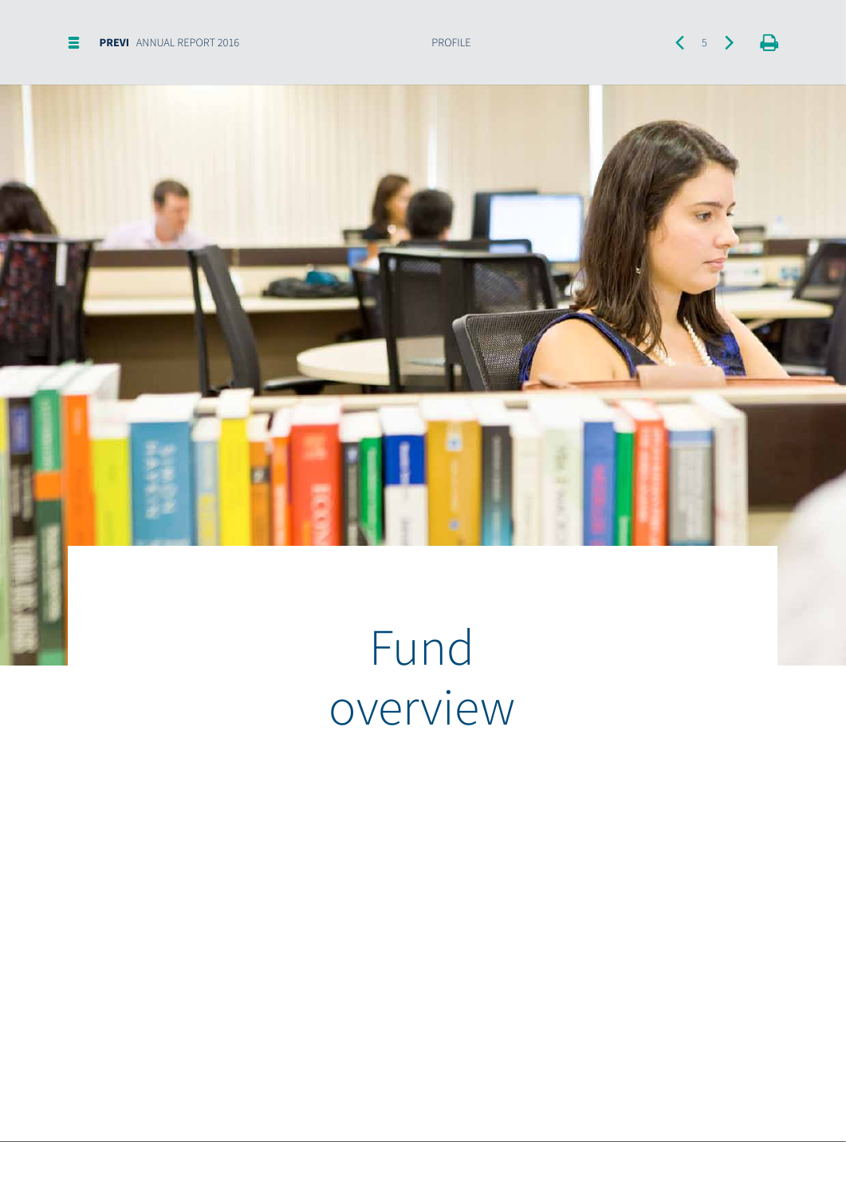# Fund overview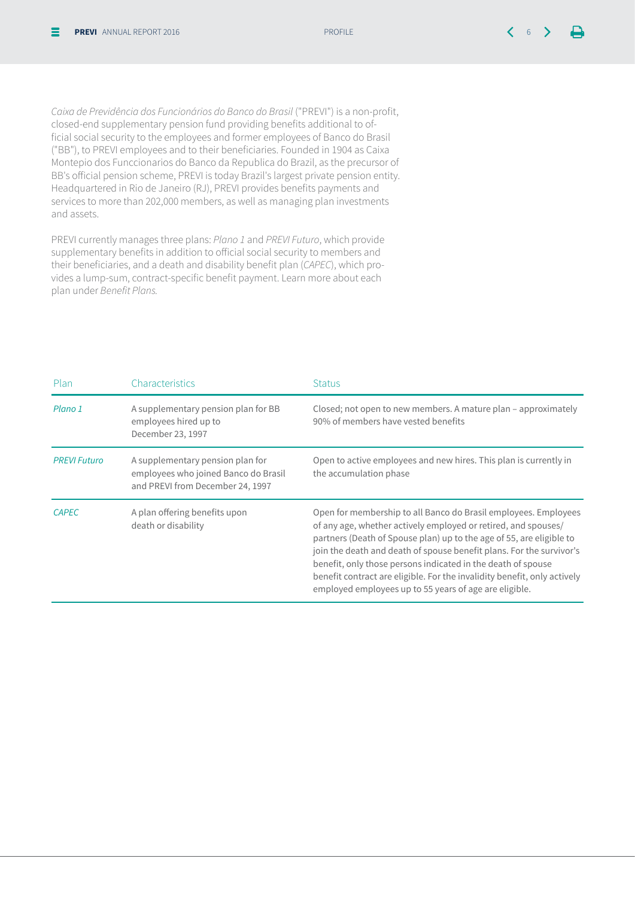*Caixa de Previdência dos Funcionários do Banco do Brasil* ("PREVI") is a non-profit, closed-end supplementary pension fund providing benefits additional to official social security to the employees and former employees of Banco do Brasil ("BB"), to PREVI employees and to their beneficiaries. Founded in 1904 as Caixa Montepio dos Funccionarios do Banco da Republica do Brazil, as the precursor of BB's official pension scheme, PREVI is today Brazil's largest private pension entity. Headquartered in Rio de Janeiro (RJ), PREVI provides benefits payments and services to more than 202,000 members, as well as managing plan investments and assets.

PREVI currently manages three plans: *Plano 1* and *PREVI Futuro*, which provide supplementary benefits in addition to official social security to members and their beneficiaries, and a death and disability benefit plan (*CAPEC*), which provides a lump-sum, contract-specific benefit payment. Learn more about each plan under *Benefit Plans.*

| Plan | Characteristics | Status |
|---|---|---|
| *Plano 1* | A supplementary pension plan for BB employees hired up to December 23, 1997 | Closed; not open to new members. A mature plan – approximately 90% of members have vested benefits |
| *PREVI Futuro* | A supplementary pension plan for employees who joined Banco do Brasil and PREVI from December 24, 1997 | Open to active employees and new hires. This plan is currently in the accumulation phase |
| *CAPEC* | A plan offering benefits upon death or disability | Open for membership to all Banco do Brasil employees. Employees of any age, whether actively employed or retired, and spouses/partners (Death of Spouse plan) up to the age of 55, are eligible to join the death and death of spouse benefit plans. For the survivor's benefit, only those persons indicated in the death of spouse benefit contract are eligible. For the invalidity benefit, only actively employed employees up to 55 years of age are eligible. |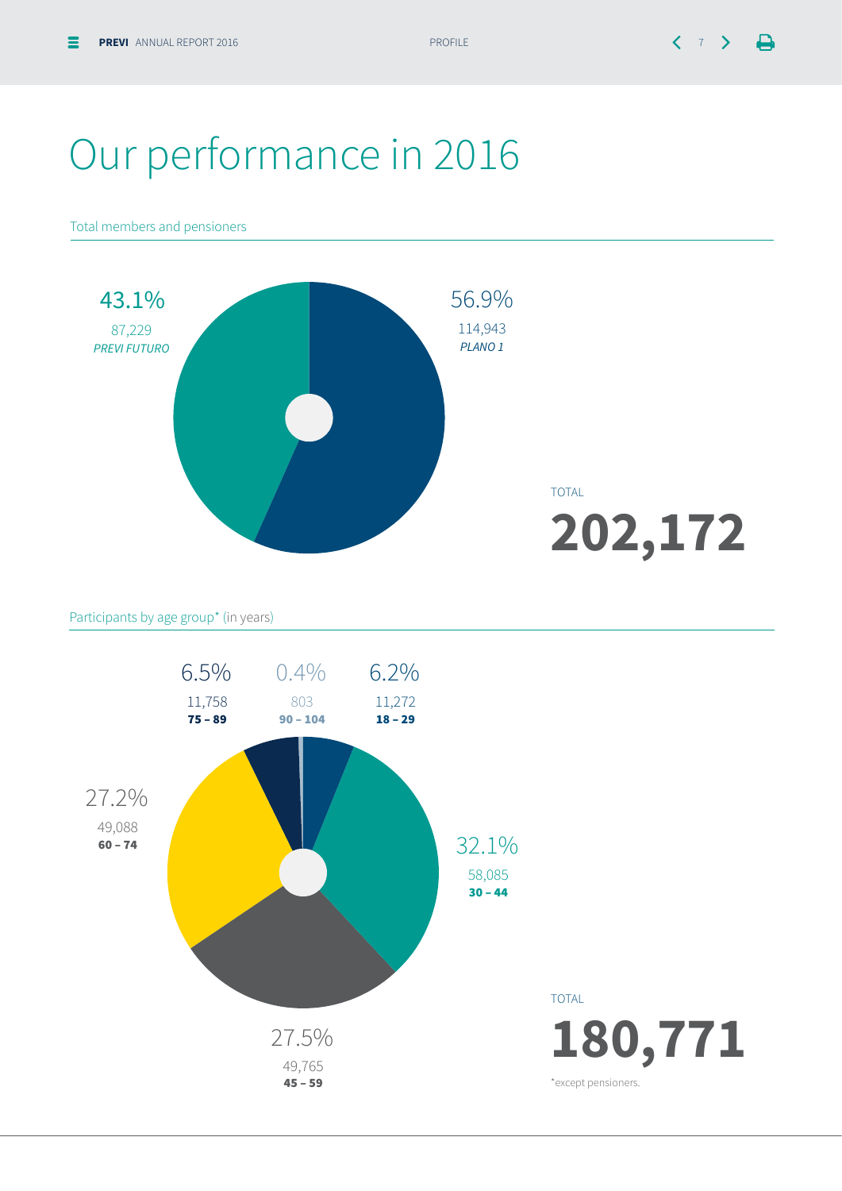# Our performance in 2016

Total members and pensioners

43.1%
87,229
*PREVI FUTURO*

56.9%
114,943
*PLANO 1*

TOTAL
**202,172**

Participants by age group* (in years)

6.5%
11,758
**75 – 89**

0.4%
803
**90 – 104**

6.2%
11,272
**18 – 29**

27.2%
49,088
**60 – 74**

32.1%
58,085
**30 – 44**

27.5%
49,765
**45 – 59**

TOTAL
**180,771**

*except pensioners.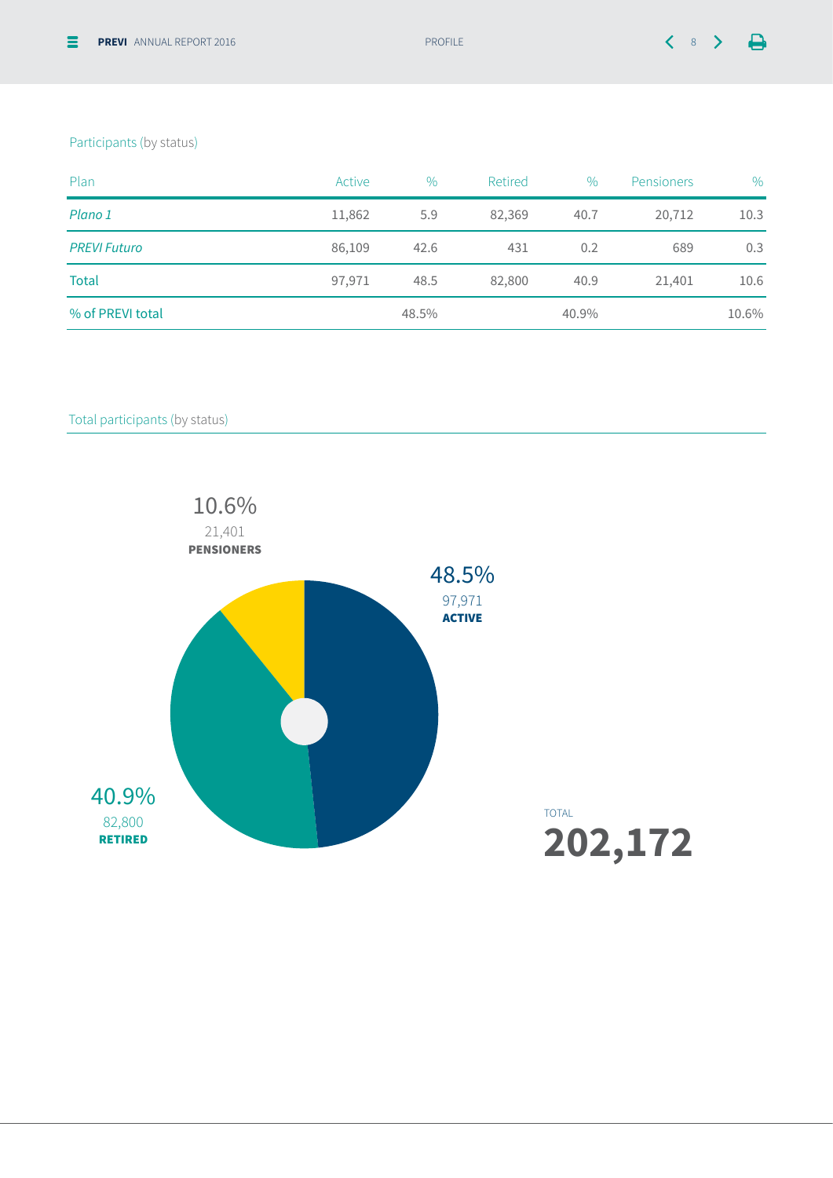Participants (by status)

| Plan | Active | % | Retired | % | Pensioners | % |
|---|---|---|---|---|---|---|
| *Plano 1* | 11,862 | 5.9 | 82,369 | 40.7 | 20,712 | 10.3 |
| *PREVI Futuro* | 86,109 | 42.6 | 431 | 0.2 | 689 | 0.3 |
| Total | 97,971 | 48.5 | 82,800 | 40.9 | 21,401 | 10.6 |
| % of PREVI total | | 48.5% | | 40.9% | | 10.6% |

Total participants (by status)

10.6%
21,401
**PENSIONERS**

48.5%
97,971
**ACTIVE**

40.9%
82,800
**RETIRED**

TOTAL
**202,172**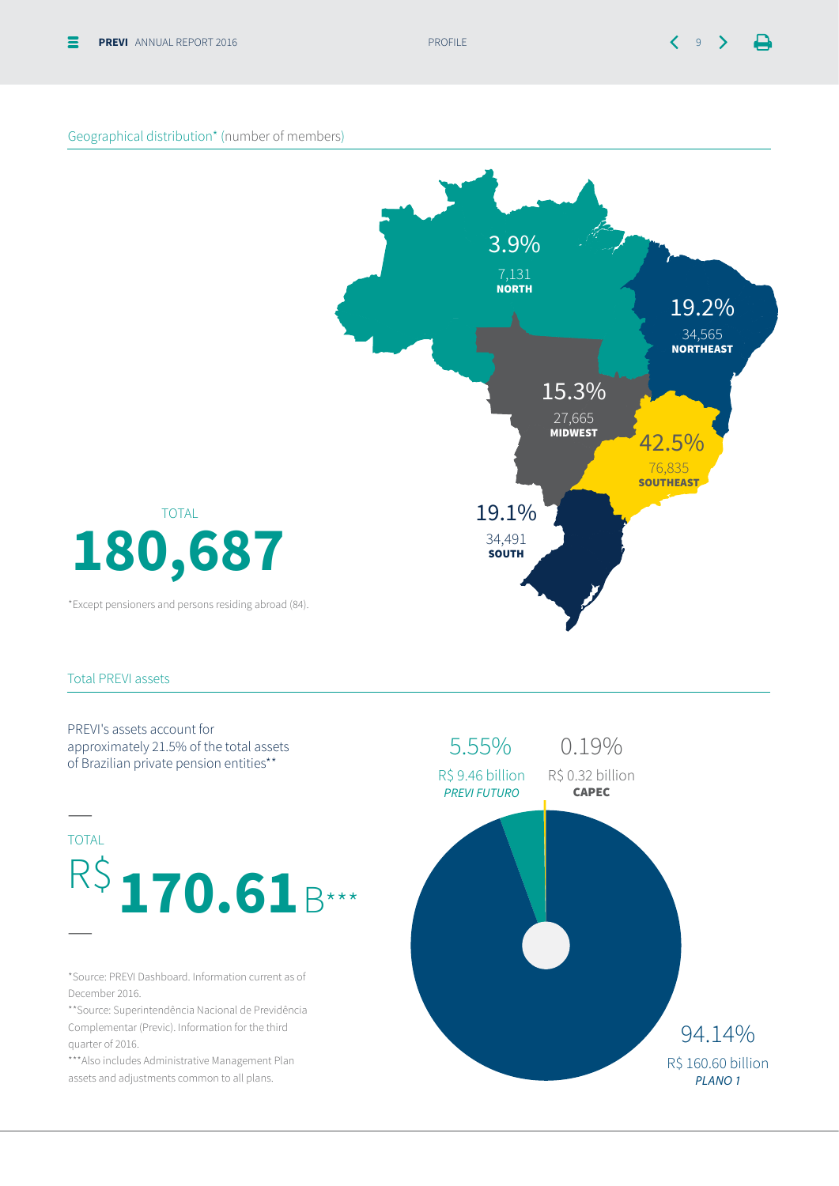## Geographical distribution* (number of members)

| Region | Percentage | Members |
|---|---|---|
| NORTH | 3.9% | 7,131 |
| NORTHEAST | 19.2% | 34,565 |
| MIDWEST | 15.3% | 27,665 |
| SOUTHEAST | 42.5% | 76,835 |
| SOUTH | 19.1% | 34,491 |

TOTAL

**180,687**

*Except pensioners and persons residing abroad (84).

## Total PREVI assets

PREVI's assets account for approximately 21.5% of the total assets of Brazilian private pension entities**

TOTAL

R$ **170.61** B***

| Plan | Percentage | Assets |
|---|---|---|
| *PREVI FUTURO* | 5.55% | R$ 9.46 billion |
| **CAPEC** | 0.19% | R$ 0.32 billion |
| *PLANO 1* | 94.14% | R$ 160.60 billion |

*Source: PREVI Dashboard. Information current as of December 2016.

**Source: Superintendência Nacional de Previdência Complementar (Previc). Information for the third quarter of 2016.

***Also includes Administrative Management Plan assets and adjustments common to all plans.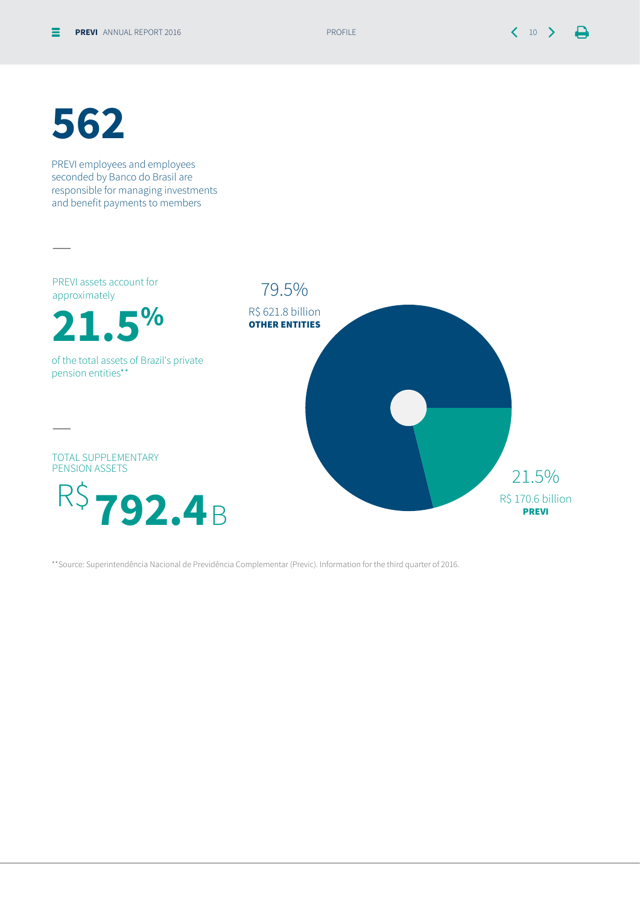# 562

PREVI employees and employees seconded by Banco do Brasil are responsible for managing investments and benefit payments to members

---

PREVI assets account for approximately

**21.5%**

of the total assets of Brazil's private pension entities**

---

TOTAL SUPPLEMENTARY PENSION ASSETS

R$ **792.4** B

79.5%
R$ 621.8 billion
**OTHER ENTITIES**

21.5%
R$ 170.6 billion
**PREVI**

**Source: Superintendência Nacional de Previdência Complementar (Previc). Information for the third quarter of 2016.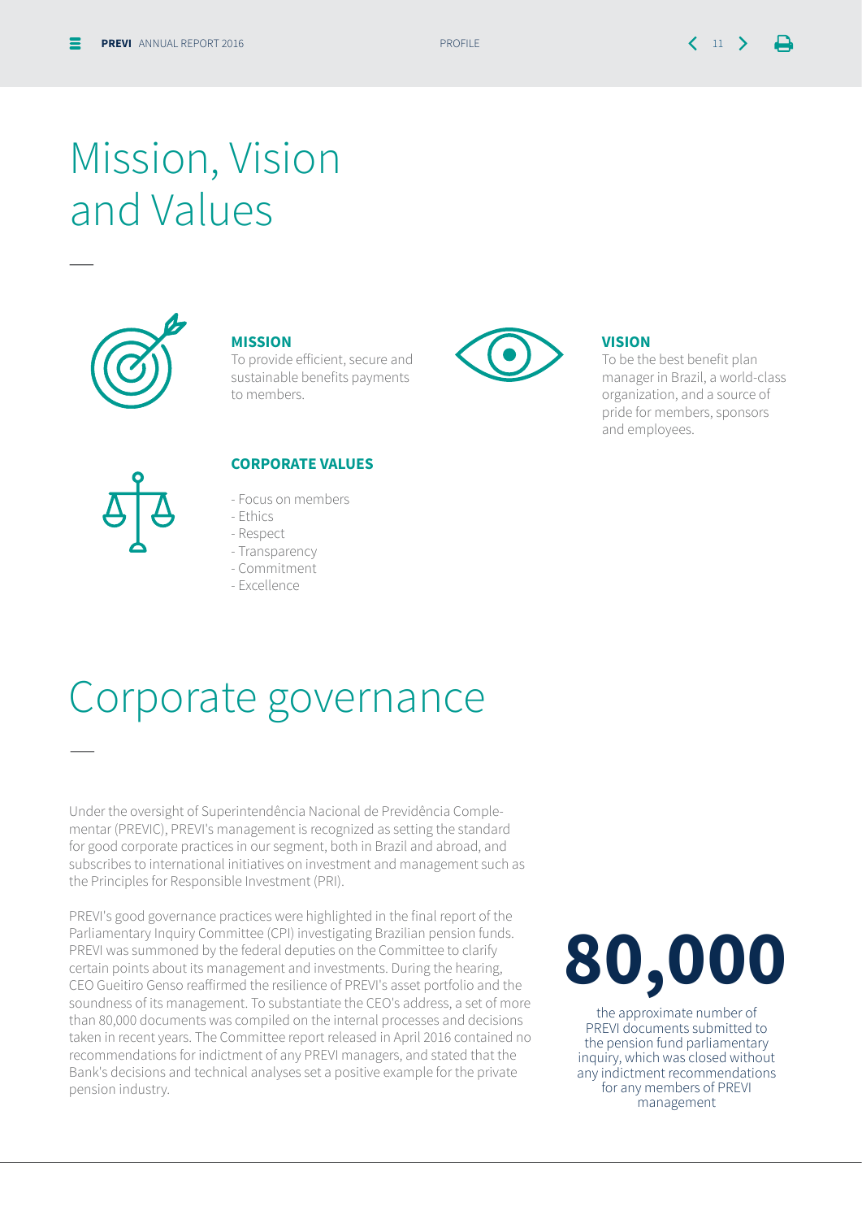# Mission, Vision and Values

**MISSION**
To provide efficient, secure and sustainable benefits payments to members.

**VISION**
To be the best benefit plan manager in Brazil, a world-class organization, and a source of pride for members, sponsors and employees.

**CORPORATE VALUES**

- Focus on members
- Ethics
- Respect
- Transparency
- Commitment
- Excellence

# Corporate governance

Under the oversight of Superintendência Nacional de Previdência Complementar (PREVIC), PREVI's management is recognized as setting the standard for good corporate practices in our segment, both in Brazil and abroad, and subscribes to international initiatives on investment and management such as the Principles for Responsible Investment (PRI).

PREVI's good governance practices were highlighted in the final report of the Parliamentary Inquiry Committee (CPI) investigating Brazilian pension funds. PREVI was summoned by the federal deputies on the Committee to clarify certain points about its management and investments. During the hearing, CEO Gueitiro Genso reaffirmed the resilience of PREVI's asset portfolio and the soundness of its management. To substantiate the CEO's address, a set of more than 80,000 documents was compiled on the internal processes and decisions taken in recent years. The Committee report released in April 2016 contained no recommendations for indictment of any PREVI managers, and stated that the Bank's decisions and technical analyses set a positive example for the private pension industry.

**80,000**

the approximate number of PREVI documents submitted to the pension fund parliamentary inquiry, which was closed without any indictment recommendations for any members of PREVI management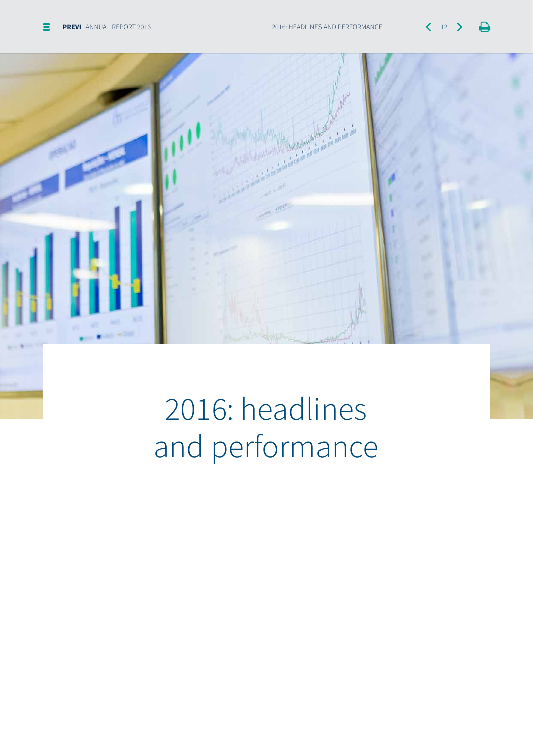# 2016: headlines and performance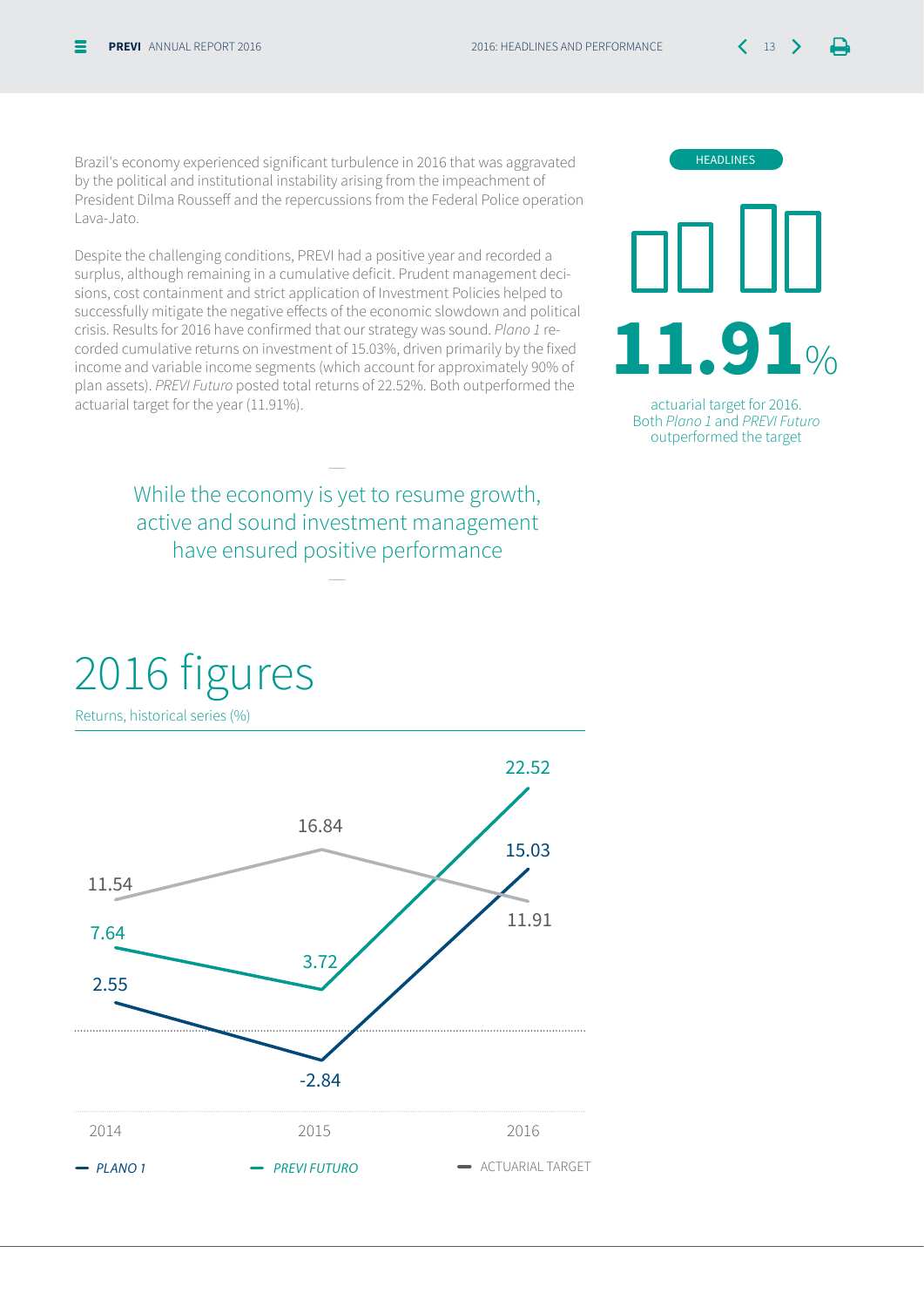Brazil's economy experienced significant turbulence in 2016 that was aggravated by the political and institutional instability arising from the impeachment of President Dilma Rousseff and the repercussions from the Federal Police operation Lava-Jato.

Despite the challenging conditions, PREVI had a positive year and recorded a surplus, although remaining in a cumulative deficit. Prudent management decisions, cost containment and strict application of Investment Policies helped to successfully mitigate the negative effects of the economic slowdown and political crisis. Results for 2016 have confirmed that our strategy was sound. *Plano 1* recorded cumulative returns on investment of 15.03%, driven primarily by the fixed income and variable income segments (which account for approximately 90% of plan assets). *PREVI Futuro* posted total returns of 22.52%. Both outperformed the actuarial target for the year (11.91%).

HEADLINES

**11.91**%

actuarial target for 2016. Both *Plano 1* and *PREVI Futuro* outperformed the target

> While the economy is yet to resume growth, active and sound investment management have ensured positive performance

# 2016 figures

Returns, historical series (%)

| | 2014 | 2015 | 2016 |
|---|---|---|---|
| *PLANO 1* | 2.55 | -2.84 | 15.03 |
| *PREVI FUTURO* | 7.64 | 3.72 | 22.52 |
| ACTUARIAL TARGET | 11.54 | 16.84 | 11.91 |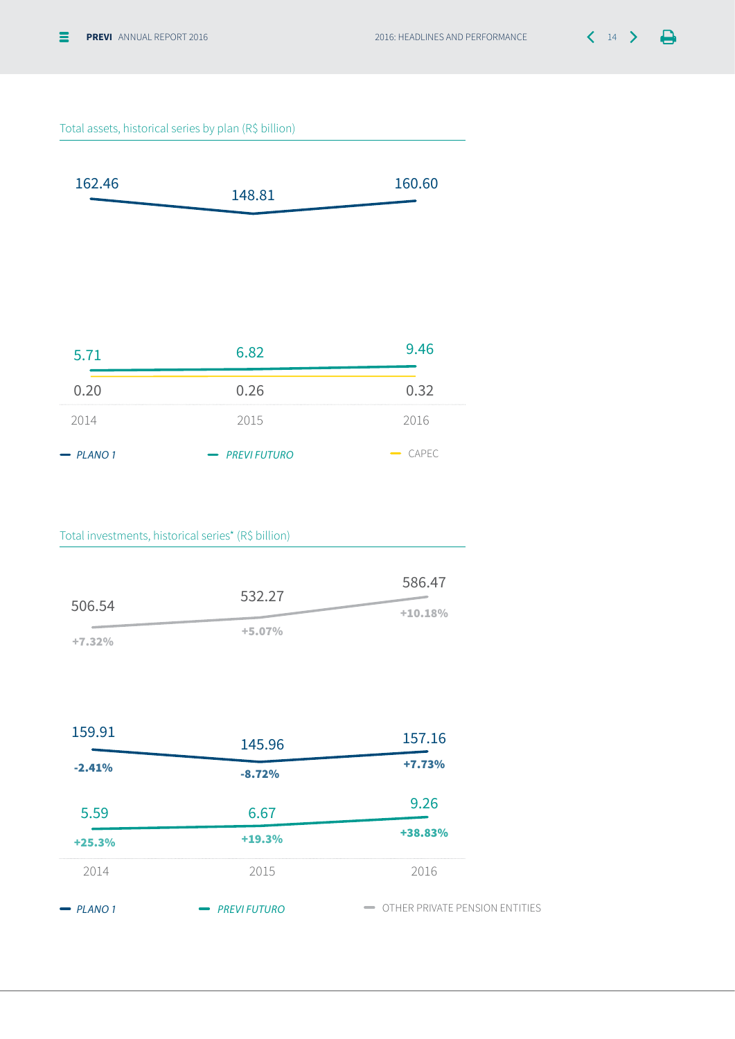Total assets, historical series by plan (R$ billion)

| Plan | 2014 | 2015 | 2016 |
|---|---|---|---|
| PLANO 1 | 162.46 | 148.81 | 160.60 |
| PREVI FUTURO | 5.71 | 6.82 | 9.46 |
| CAPEC | 0.20 | 0.26 | 0.32 |

Total investments, historical series* (R$ billion)

| | 2014 | 2015 | 2016 |
|---|---|---|---|
| OTHER PRIVATE PENSION ENTITIES | 506.54 (+7.32%) | 532.27 (+5.07%) | 586.47 (+10.18%) |
| PLANO 1 | 159.91 (-2.41%) | 145.96 (-8.72%) | 157.16 (+7.73%) |
| PREVI FUTURO | 5.59 (+25.3%) | 6.67 (+19.3%) | 9.26 (+38.83%) |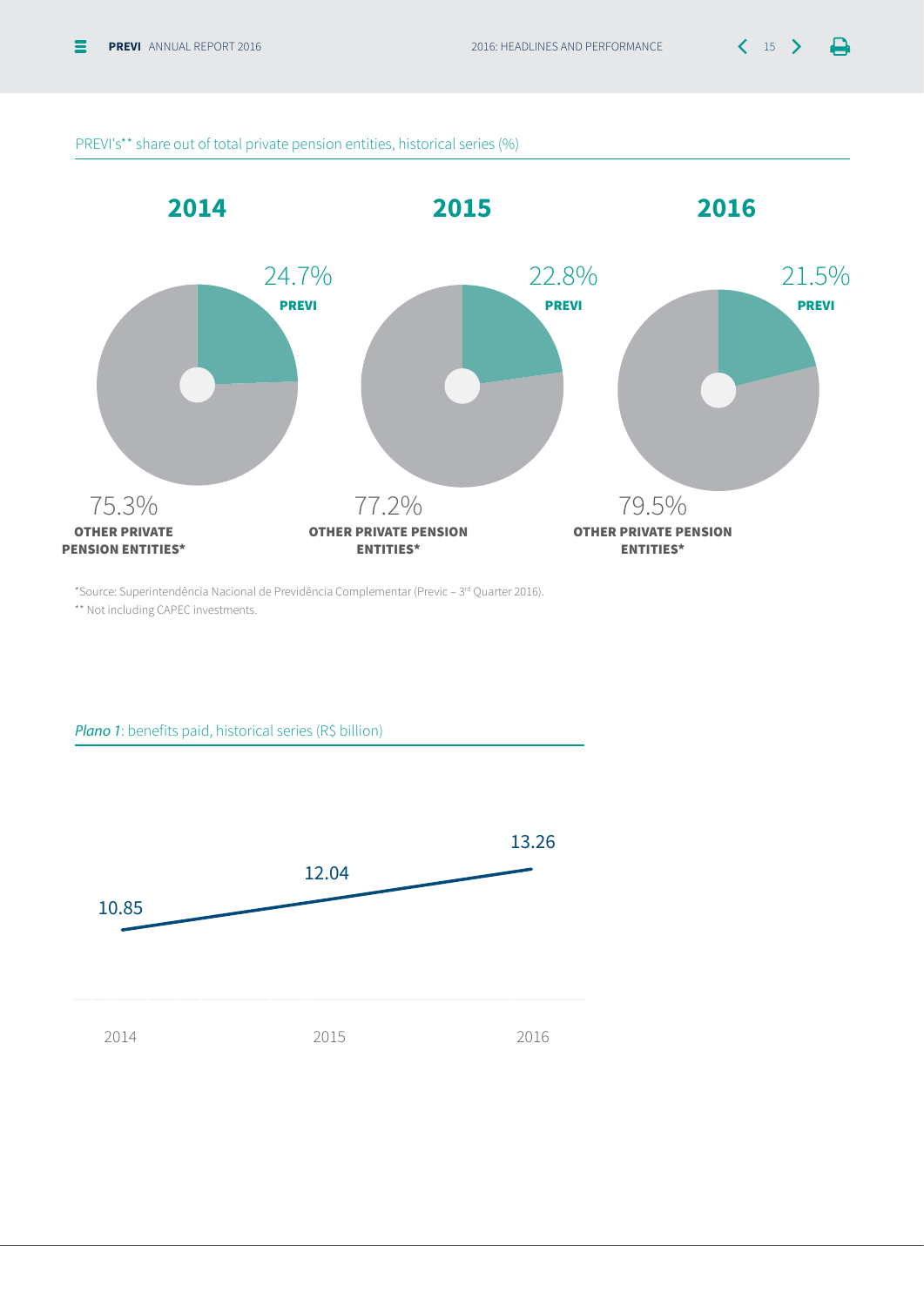PREVI's** share out of total private pension entities, historical series (%)

| | 2014 | 2015 | 2016 |
|---|---|---|---|
| PREVI | 24.7% | 22.8% | 21.5% |
| OTHER PRIVATE PENSION ENTITIES* | 75.3% | 77.2% | 79.5% |

*Source: Superintendência Nacional de Previdência Complementar (Previc – 3rd Quarter 2016).

** Not including CAPEC investments.

*Plano 1*: benefits paid, historical series (R$ billion)

| 2014 | 2015 | 2016 |
|---|---|---|
| 10.85 | 12.04 | 13.26 |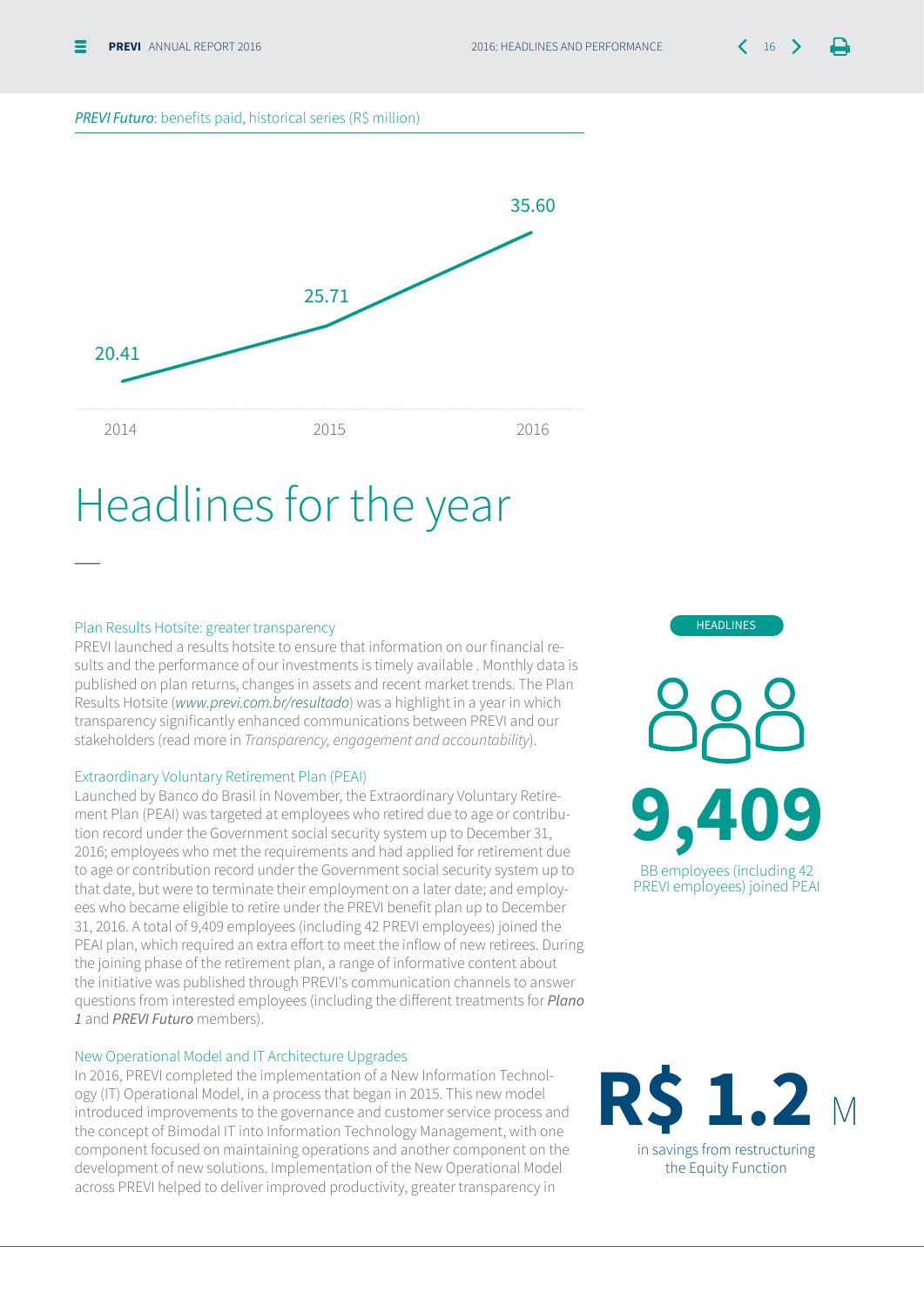*PREVI Futuro*: benefits paid, historical series (R$ million)

| Year | Benefits paid (R$ million) |
|---|---|
| 2014 | 20.41 |
| 2015 | 25.71 |
| 2016 | 35.60 |

# Headlines for the year

## Plan Results Hotsite: greater transparency

PREVI launched a results hotsite to ensure that information on our financial results and the performance of our investments is timely available . Monthly data is published on plan returns, changes in assets and recent market trends. The Plan Results Hotsite (*www.previ.com.br/resultado*) was a highlight in a year in which transparency significantly enhanced communications between PREVI and our stakeholders (read more in *Transparency, engagement and accountability*).

## Extraordinary Voluntary Retirement Plan (PEAI)

Launched by Banco do Brasil in November, the Extraordinary Voluntary Retirement Plan (PEAI) was targeted at employees who retired due to age or contribution record under the Government social security system up to December 31, 2016; employees who met the requirements and had applied for retirement due to age or contribution record under the Government social security system up to that date, but were to terminate their employment on a later date; and employees who became eligible to retire under the PREVI benefit plan up to December 31, 2016. A total of 9,409 employees (including 42 PREVI employees) joined the PEAI plan, which required an extra effort to meet the inflow of new retirees. During the joining phase of the retirement plan, a range of informative content about the initiative was published through PREVI's communication channels to answer questions from interested employees (including the different treatments for ***Plano 1*** and *PREVI Futuro* members).

## New Operational Model and IT Architecture Upgrades

In 2016, PREVI completed the implementation of a New Information Technology (IT) Operational Model, in a process that began in 2015. This new model introduced improvements to the governance and customer service process and the concept of Bimodal IT into Information Technology Management, with one component focused on maintaining operations and another component on the development of new solutions. Implementation of the New Operational Model across PREVI helped to deliver improved productivity, greater transparency in

HEADLINES

**9,409**

BB employees (including 42 PREVI employees) joined PEAI

**R$ 1.2** M

in savings from restructuring the Equity Function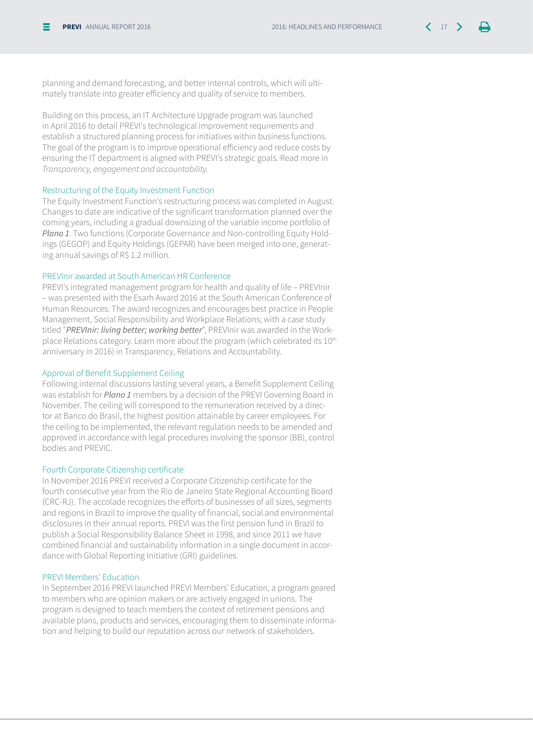planning and demand forecasting, and better internal controls, which will ultimately translate into greater efficiency and quality of service to members.

Building on this process, an IT Architecture Upgrade program was launched in April 2016 to detail PREVI's technological improvement requirements and establish a structured planning process for initiatives within business functions. The goal of the program is to improve operational efficiency and reduce costs by ensuring the IT department is aligned with PREVI's strategic goals. Read more in *Transparency, engagement and accountability.*

### Restructuring of the Equity Investment Function

The Equity Investment Function's restructuring process was completed in August. Changes to date are indicative of the significant transformation planned over the coming years, including a gradual downsizing of the variable income portfolio of ***Plano 1***. Two functions (Corporate Governance and Non-controlling Equity Holdings (GEGOP) and Equity Holdings (GEPAR) have been merged into one, generating annual savings of R$ 1.2 million.

### PREVInir awarded at South American HR Conference

PREVI's integrated management program for health and quality of life – PREVInir – was presented with the Esarh Award 2016 at the South American Conference of Human Resources. The award recognizes and encourages best practice in People Management, Social Responsibility and Workplace Relations; with a case study titled "***PREVInir: living better; working better***", PREVInir was awarded in the Workplace Relations category. Learn more about the program (which celebrated its 10th anniversary in 2016) in Transparency, Relations and Accountability.

### Approval of Benefit Supplement Ceiling

Following internal discussions lasting several years, a Benefit Supplement Ceiling was establish for ***Plano 1*** members by a decision of the PREVI Governing Board in November. The ceiling will correspond to the remuneration received by a director at Banco do Brasil, the highest position attainable by career employees. For the ceiling to be implemented, the relevant regulation needs to be amended and approved in accordance with legal procedures involving the sponsor (BB), control bodies and PREVIC.

### Fourth Corporate Citizenship certificate

In November 2016 PREVI received a Corporate Citizenship certificate for the fourth consecutive year from the Rio de Janeiro State Regional Accounting Board (CRC-RJ). The accolade recognizes the efforts of businesses of all sizes, segments and regions in Brazil to improve the quality of financial, social and environmental disclosures in their annual reports. PREVI was the first pension fund in Brazil to publish a Social Responsibility Balance Sheet in 1998, and since 2011 we have combined financial and sustainability information in a single document in accordance with Global Reporting Initiative (GRI) guidelines.

### PREVI Members' Education

In September 2016 PREVI launched PREVI Members' Education, a program geared to members who are opinion makers or are actively engaged in unions. The program is designed to teach members the context of retirement pensions and available plans, products and services, encouraging them to disseminate information and helping to build our reputation across our network of stakeholders.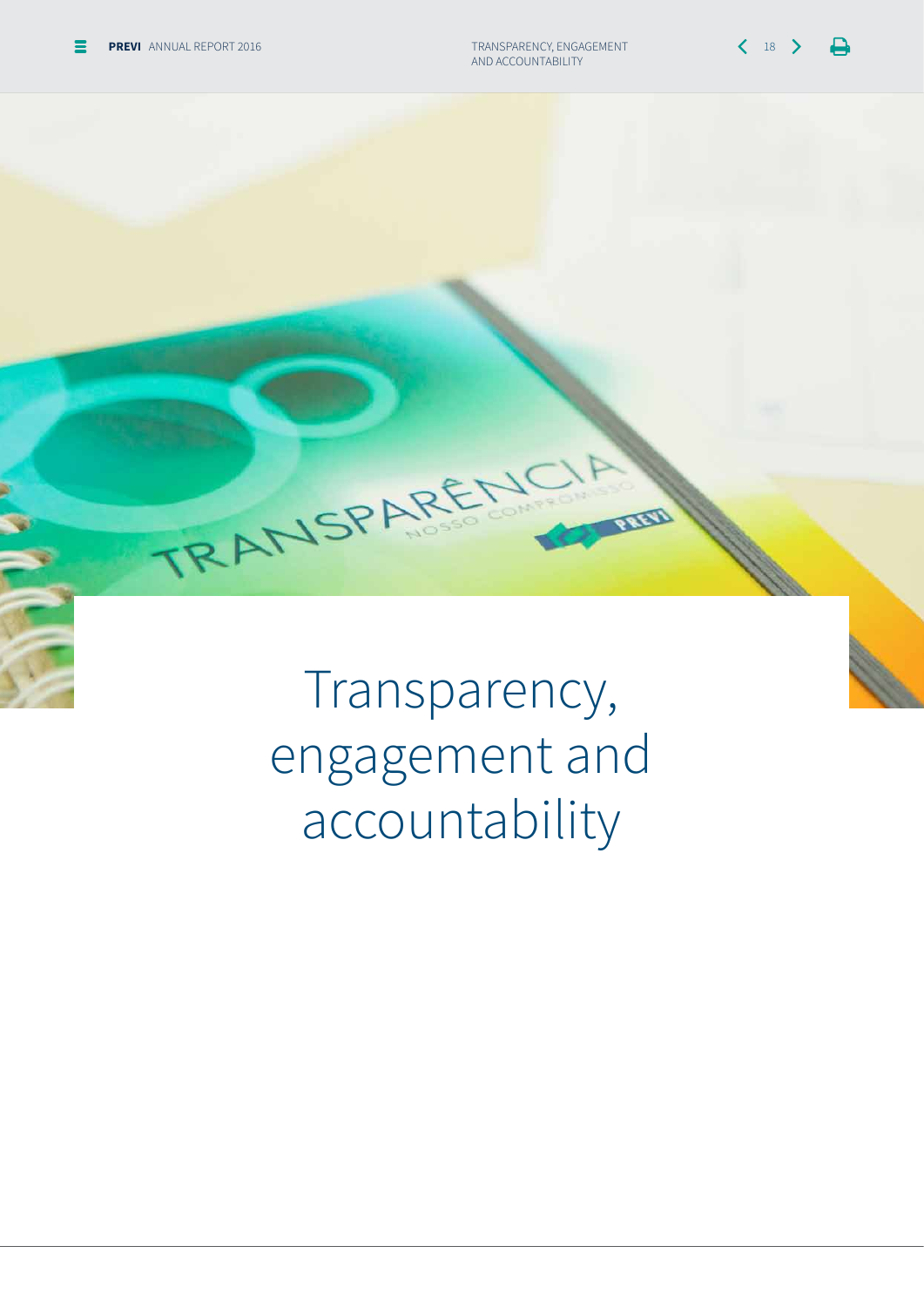# Transparency, engagement and accountability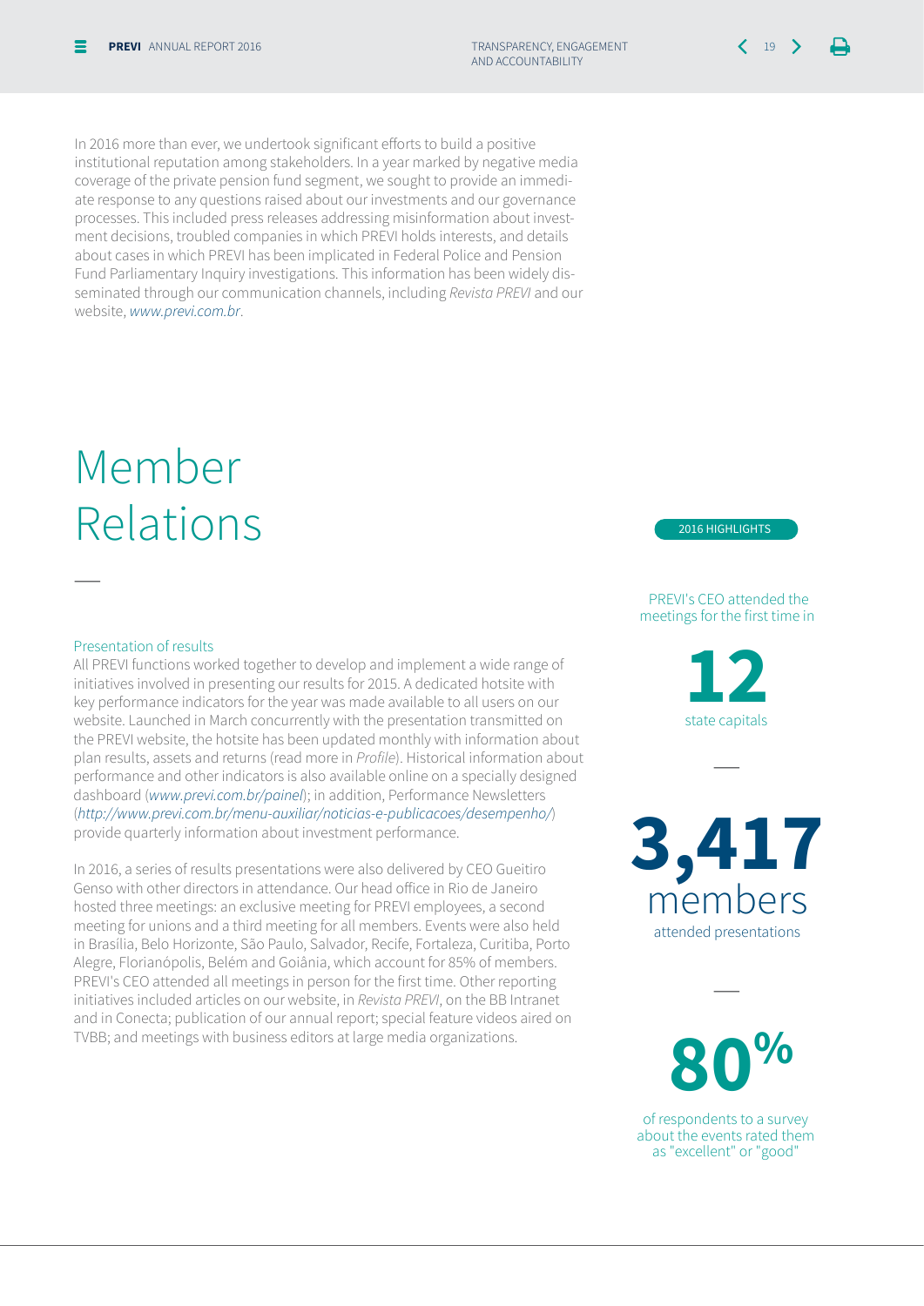In 2016 more than ever, we undertook significant efforts to build a positive institutional reputation among stakeholders. In a year marked by negative media coverage of the private pension fund segment, we sought to provide an immediate response to any questions raised about our investments and our governance processes. This included press releases addressing misinformation about investment decisions, troubled companies in which PREVI holds interests, and details about cases in which PREVI has been implicated in Federal Police and Pension Fund Parliamentary Inquiry investigations. This information has been widely disseminated through our communication channels, including *Revista PREVI* and our website, *www.previ.com.br*.

# Member Relations

### Presentation of results

All PREVI functions worked together to develop and implement a wide range of initiatives involved in presenting our results for 2015. A dedicated hotsite with key performance indicators for the year was made available to all users on our website. Launched in March concurrently with the presentation transmitted on the PREVI website, the hotsite has been updated monthly with information about plan results, assets and returns (read more in *Profile*). Historical information about performance and other indicators is also available online on a specially designed dashboard (*www.previ.com.br/painel*); in addition, Performance Newsletters (*http://www.previ.com.br/menu-auxiliar/noticias-e-publicacoes/desempenho/*) provide quarterly information about investment performance.

In 2016, a series of results presentations were also delivered by CEO Gueitiro Genso with other directors in attendance. Our head office in Rio de Janeiro hosted three meetings: an exclusive meeting for PREVI employees, a second meeting for unions and a third meeting for all members. Events were also held in Brasília, Belo Horizonte, São Paulo, Salvador, Recife, Fortaleza, Curitiba, Porto Alegre, Florianópolis, Belém and Goiânia, which account for 85% of members. PREVI's CEO attended all meetings in person for the first time. Other reporting initiatives included articles on our website, in *Revista PREVI*, on the BB Intranet and in Conecta; publication of our annual report; special feature videos aired on TVBB; and meetings with business editors at large media organizations.

**2016 HIGHLIGHTS**

PREVI's CEO attended the meetings for the first time in

**12**
state capitals

**3,417**
members
attended presentations

**80%**
of respondents to a survey about the events rated them as "excellent" or "good"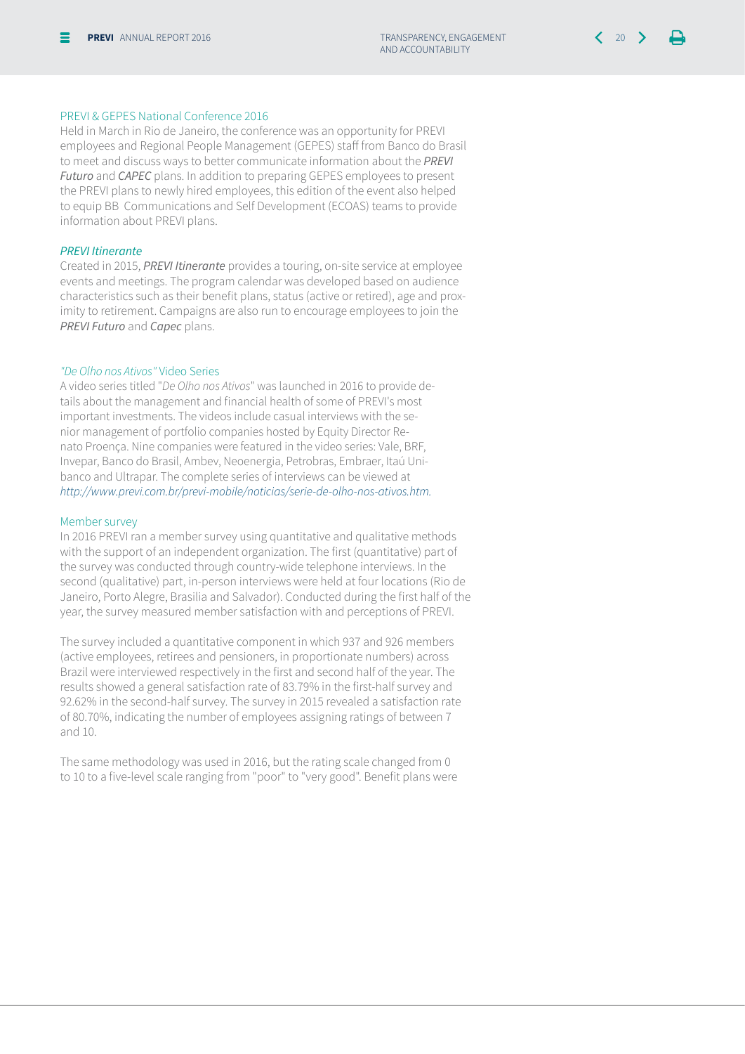### PREVI & GEPES National Conference 2016

Held in March in Rio de Janeiro, the conference was an opportunity for PREVI employees and Regional People Management (GEPES) staff from Banco do Brasil to meet and discuss ways to better communicate information about the ***PREVI Futuro*** and ***CAPEC*** plans. In addition to preparing GEPES employees to present the PREVI plans to newly hired employees, this edition of the event also helped to equip BB Communications and Self Development (ECOAS) teams to provide information about PREVI plans.

### *PREVI Itinerante*

Created in 2015, ***PREVI Itinerante*** provides a touring, on-site service at employee events and meetings. The program calendar was developed based on audience characteristics such as their benefit plans, status (active or retired), age and proximity to retirement. Campaigns are also run to encourage employees to join the ***PREVI Futuro*** and ***Capec*** plans.

### *"De Olho nos Ativos"* Video Series

A video series titled "*De Olho nos Ativos*" was launched in 2016 to provide details about the management and financial health of some of PREVI's most important investments. The videos include casual interviews with the senior management of portfolio companies hosted by Equity Director Renato Proença. Nine companies were featured in the video series: Vale, BRF, Invepar, Banco do Brasil, Ambev, Neoenergia, Petrobras, Embraer, Itaú Unibanco and Ultrapar. The complete series of interviews can be viewed at *http://www.previ.com.br/previ-mobile/noticias/serie-de-olho-nos-ativos.htm.*

### Member survey

In 2016 PREVI ran a member survey using quantitative and qualitative methods with the support of an independent organization. The first (quantitative) part of the survey was conducted through country-wide telephone interviews. In the second (qualitative) part, in-person interviews were held at four locations (Rio de Janeiro, Porto Alegre, Brasilia and Salvador). Conducted during the first half of the year, the survey measured member satisfaction with and perceptions of PREVI.

The survey included a quantitative component in which 937 and 926 members (active employees, retirees and pensioners, in proportionate numbers) across Brazil were interviewed respectively in the first and second half of the year. The results showed a general satisfaction rate of 83.79% in the first-half survey and 92.62% in the second-half survey. The survey in 2015 revealed a satisfaction rate of 80.70%, indicating the number of employees assigning ratings of between 7 and 10.

The same methodology was used in 2016, but the rating scale changed from 0 to 10 to a five-level scale ranging from "poor" to "very good". Benefit plans were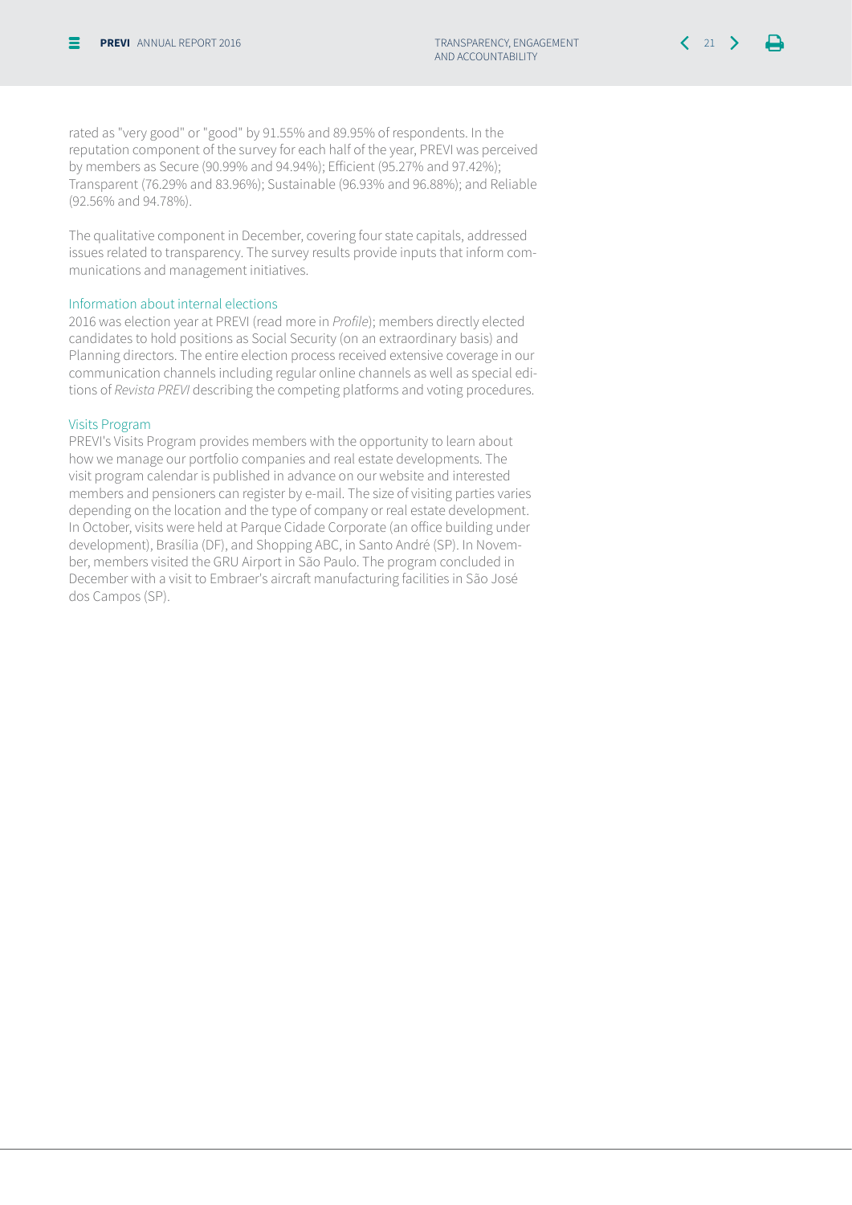rated as "very good" or "good" by 91.55% and 89.95% of respondents. In the reputation component of the survey for each half of the year, PREVI was perceived by members as Secure (90.99% and 94.94%); Efficient (95.27% and 97.42%); Transparent (76.29% and 83.96%); Sustainable (96.93% and 96.88%); and Reliable (92.56% and 94.78%).

The qualitative component in December, covering four state capitals, addressed issues related to transparency. The survey results provide inputs that inform communications and management initiatives.

### Information about internal elections

2016 was election year at PREVI (read more in *Profile*); members directly elected candidates to hold positions as Social Security (on an extraordinary basis) and Planning directors. The entire election process received extensive coverage in our communication channels including regular online channels as well as special editions of *Revista PREVI* describing the competing platforms and voting procedures.

### Visits Program

PREVI's Visits Program provides members with the opportunity to learn about how we manage our portfolio companies and real estate developments. The visit program calendar is published in advance on our website and interested members and pensioners can register by e-mail. The size of visiting parties varies depending on the location and the type of company or real estate development. In October, visits were held at Parque Cidade Corporate (an office building under development), Brasília (DF), and Shopping ABC, in Santo André (SP). In November, members visited the GRU Airport in São Paulo. The program concluded in December with a visit to Embraer's aircraft manufacturing facilities in São José dos Campos (SP).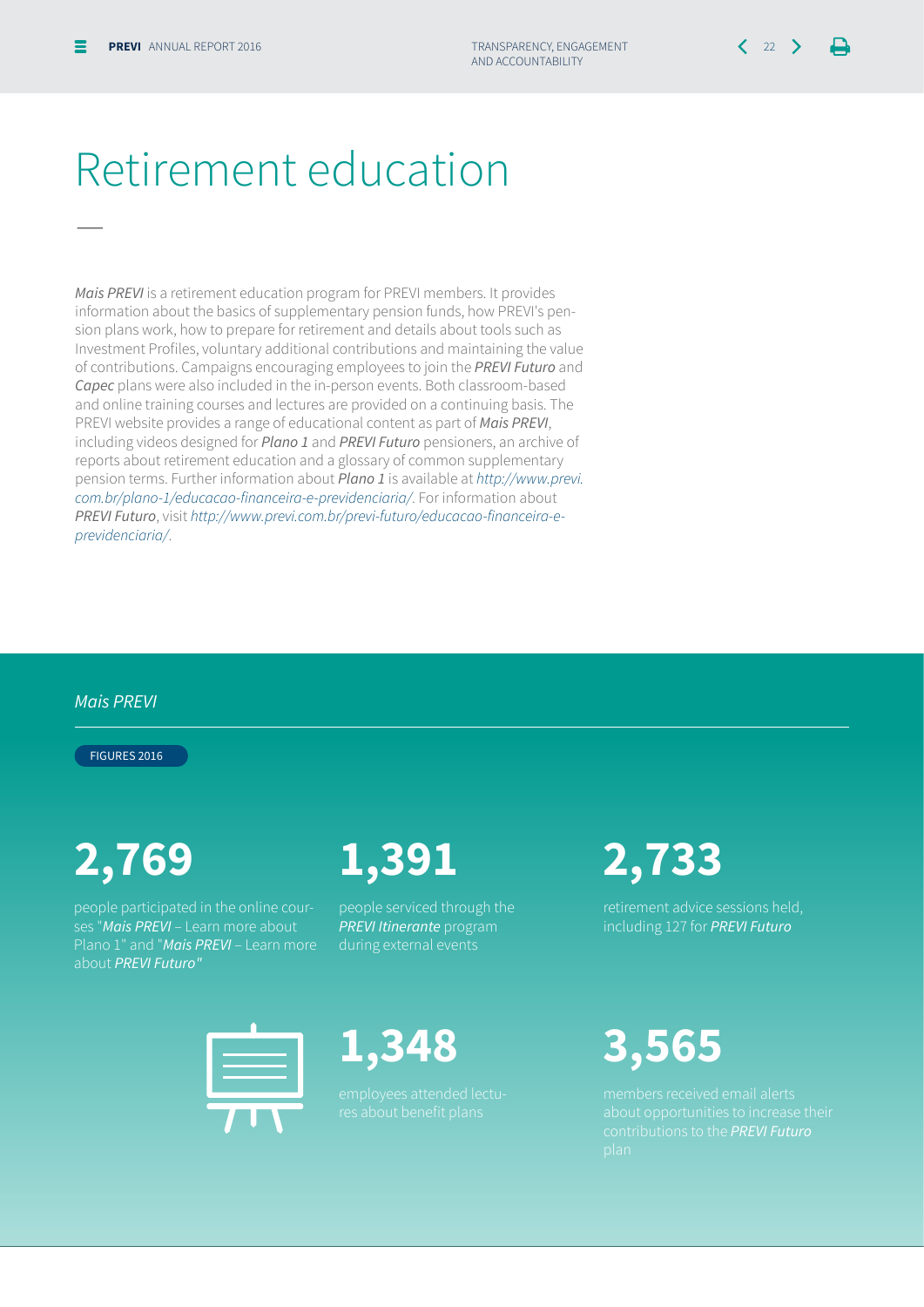# Retirement education

*Mais PREVI* is a retirement education program for PREVI members. It provides information about the basics of supplementary pension funds, how PREVI's pension plans work, how to prepare for retirement and details about tools such as Investment Profiles, voluntary additional contributions and maintaining the value of contributions. Campaigns encouraging employees to join the ***PREVI Futuro*** and ***Capec*** plans were also included in the in-person events. Both classroom-based and online training courses and lectures are provided on a continuing basis. The PREVI website provides a range of educational content as part of ***Mais PREVI***, including videos designed for ***Plano 1*** and ***PREVI Futuro*** pensioners, an archive of reports about retirement education and a glossary of common supplementary pension terms. Further information about ***Plano 1*** is available at *http://www.previ.com.br/plano-1/educacao-financeira-e-previdenciaria/*. For information about ***PREVI Futuro***, visit *http://www.previ.com.br/previ-futuro/educacao-financeira-e-previdenciaria/*.

## *Mais PREVI*

FIGURES 2016

**2,769**

people participated in the online courses "***Mais PREVI*** – Learn more about Plano 1" and "***Mais PREVI*** – Learn more about ***PREVI Futuro***"

**1,391**

people serviced through the ***PREVI Itinerante*** program during external events

**2,733**

retirement advice sessions held, including 127 for ***PREVI Futuro***

**1,348**

employees attended lectures about benefit plans

**3,565**

members received email alerts about opportunities to increase their contributions to the ***PREVI Futuro*** plan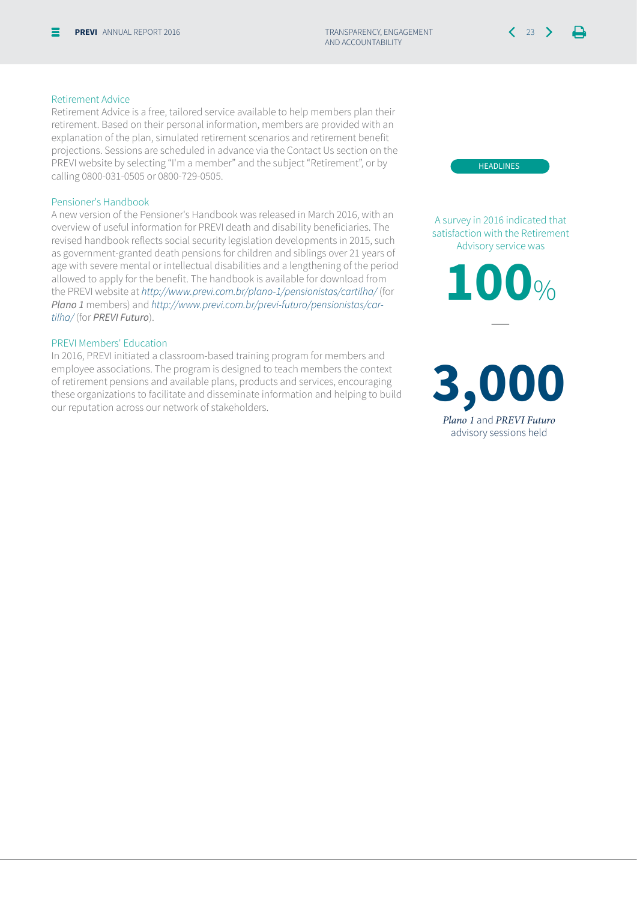### Retirement Advice

Retirement Advice is a free, tailored service available to help members plan their retirement. Based on their personal information, members are provided with an explanation of the plan, simulated retirement scenarios and retirement benefit projections. Sessions are scheduled in advance via the Contact Us section on the PREVI website by selecting "I'm a member" and the subject "Retirement", or by calling 0800-031-0505 or 0800-729-0505.

### Pensioner's Handbook

A new version of the Pensioner's Handbook was released in March 2016, with an overview of useful information for PREVI death and disability beneficiaries. The revised handbook reflects social security legislation developments in 2015, such as government-granted death pensions for children and siblings over 21 years of age with severe mental or intellectual disabilities and a lengthening of the period allowed to apply for the benefit. The handbook is available for download from the PREVI website at *http://www.previ.com.br/plano-1/pensionistas/cartilha/* (for *Plano 1* members) and *http://www.previ.com.br/previ-futuro/pensionistas/cartilha/* (for *PREVI Futuro*).

### PREVI Members' Education

In 2016, PREVI initiated a classroom-based training program for members and employee associations. The program is designed to teach members the context of retirement pensions and available plans, products and services, encouraging these organizations to facilitate and disseminate information and helping to build our reputation across our network of stakeholders.

HEADLINES

A survey in 2016 indicated that satisfaction with the Retirement Advisory service was

**100**%

**3,000**

*Plano 1* and *PREVI Futuro* advisory sessions held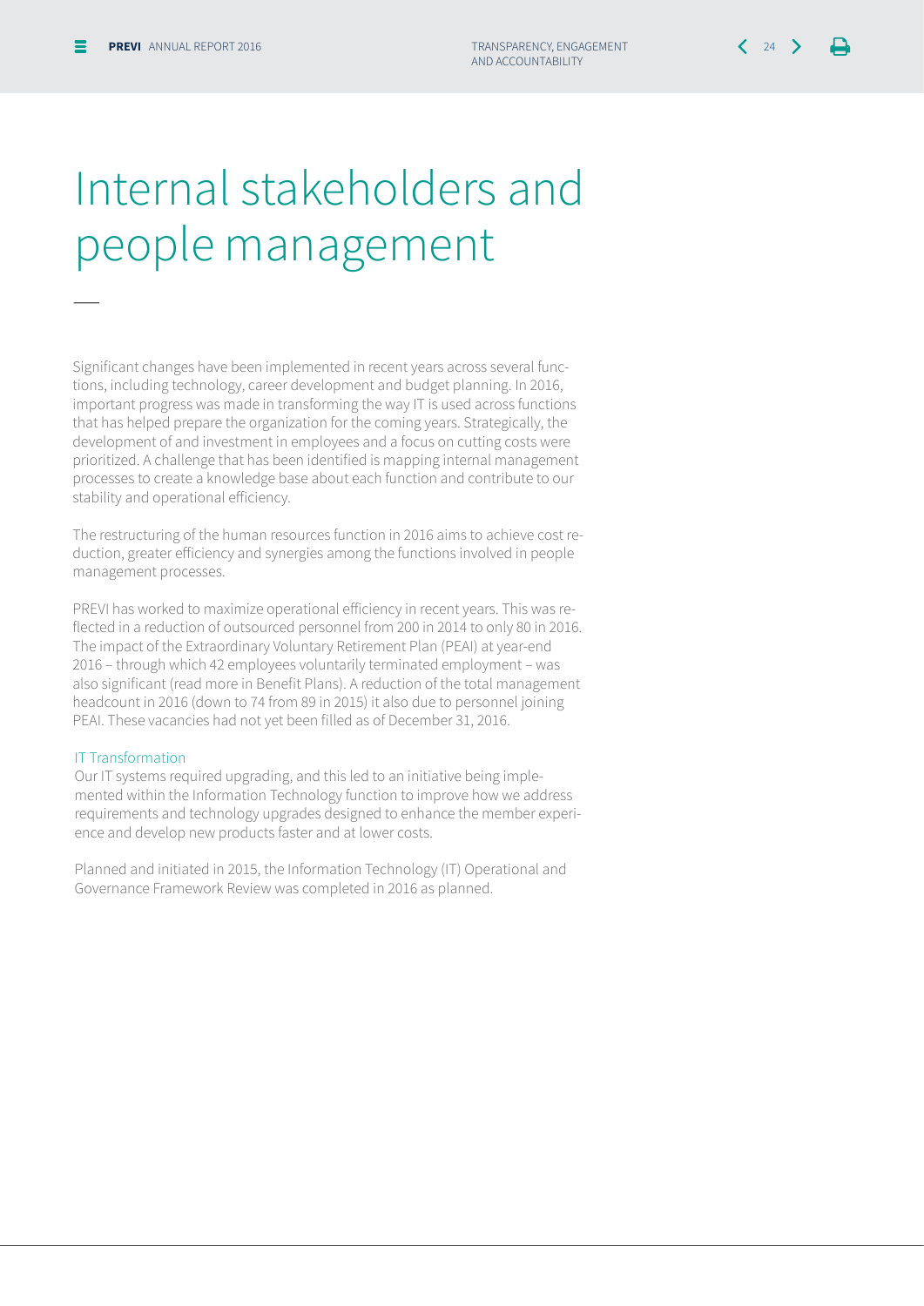# Internal stakeholders and people management

Significant changes have been implemented in recent years across several functions, including technology, career development and budget planning. In 2016, important progress was made in transforming the way IT is used across functions that has helped prepare the organization for the coming years. Strategically, the development of and investment in employees and a focus on cutting costs were prioritized. A challenge that has been identified is mapping internal management processes to create a knowledge base about each function and contribute to our stability and operational efficiency.

The restructuring of the human resources function in 2016 aims to achieve cost reduction, greater efficiency and synergies among the functions involved in people management processes.

PREVI has worked to maximize operational efficiency in recent years. This was reflected in a reduction of outsourced personnel from 200 in 2014 to only 80 in 2016. The impact of the Extraordinary Voluntary Retirement Plan (PEAI) at year-end 2016 – through which 42 employees voluntarily terminated employment – was also significant (read more in Benefit Plans). A reduction of the total management headcount in 2016 (down to 74 from 89 in 2015) it also due to personnel joining PEAI. These vacancies had not yet been filled as of December 31, 2016.

### IT Transformation

Our IT systems required upgrading, and this led to an initiative being implemented within the Information Technology function to improve how we address requirements and technology upgrades designed to enhance the member experience and develop new products faster and at lower costs.

Planned and initiated in 2015, the Information Technology (IT) Operational and Governance Framework Review was completed in 2016 as planned.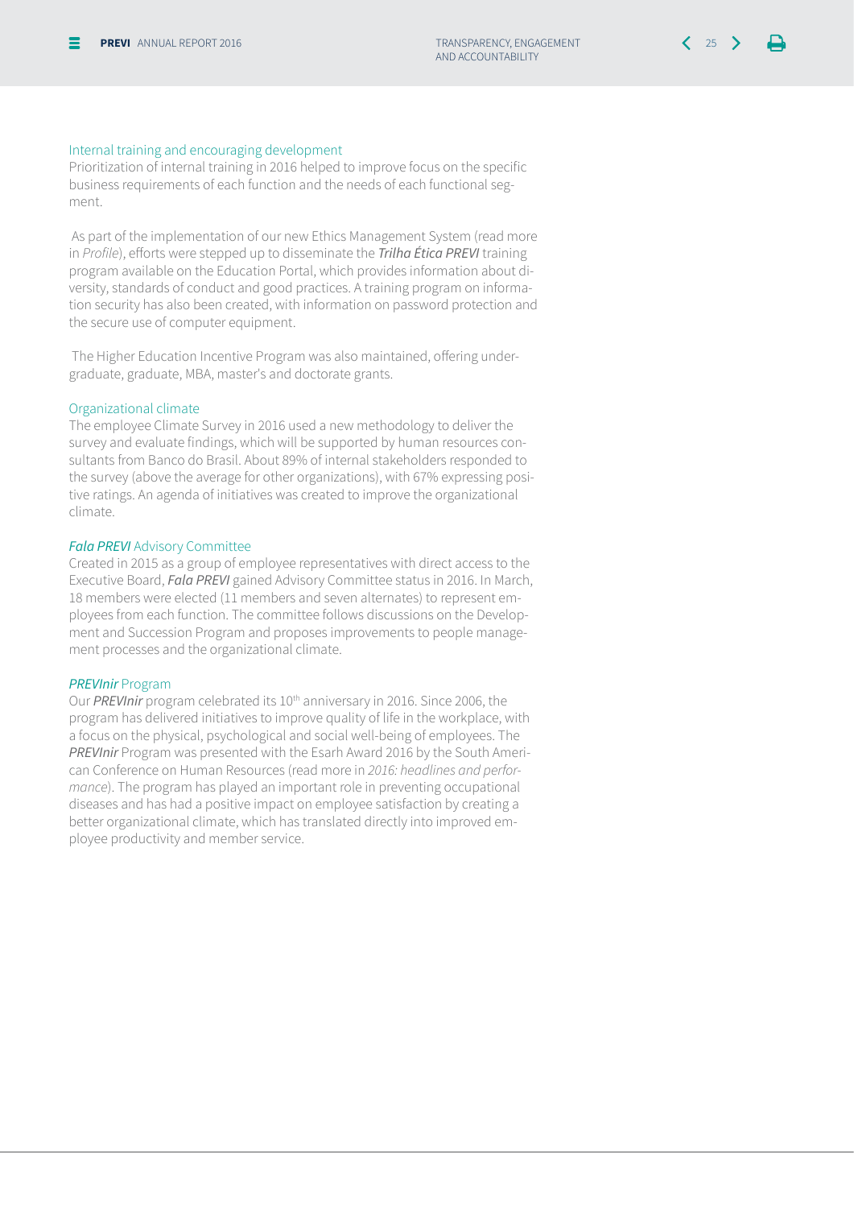### Internal training and encouraging development

Prioritization of internal training in 2016 helped to improve focus on the specific business requirements of each function and the needs of each functional segment.

As part of the implementation of our new Ethics Management System (read more in *Profile*), efforts were stepped up to disseminate the ***Trilha Ética PREVI*** training program available on the Education Portal, which provides information about diversity, standards of conduct and good practices. A training program on information security has also been created, with information on password protection and the secure use of computer equipment.

The Higher Education Incentive Program was also maintained, offering undergraduate, graduate, MBA, master's and doctorate grants.

### Organizational climate

The employee Climate Survey in 2016 used a new methodology to deliver the survey and evaluate findings, which will be supported by human resources consultants from Banco do Brasil. About 89% of internal stakeholders responded to the survey (above the average for other organizations), with 67% expressing positive ratings. An agenda of initiatives was created to improve the organizational climate.

### ***Fala PREVI*** Advisory Committee

Created in 2015 as a group of employee representatives with direct access to the Executive Board, ***Fala PREVI*** gained Advisory Committee status in 2016. In March, 18 members were elected (11 members and seven alternates) to represent employees from each function. The committee follows discussions on the Development and Succession Program and proposes improvements to people management processes and the organizational climate.

### ***PREVInir*** Program

Our ***PREVInir*** program celebrated its 10th anniversary in 2016. Since 2006, the program has delivered initiatives to improve quality of life in the workplace, with a focus on the physical, psychological and social well-being of employees. The ***PREVInir*** Program was presented with the Esarh Award 2016 by the South American Conference on Human Resources (read more in *2016: headlines and performance*). The program has played an important role in preventing occupational diseases and has had a positive impact on employee satisfaction by creating a better organizational climate, which has translated directly into improved employee productivity and member service.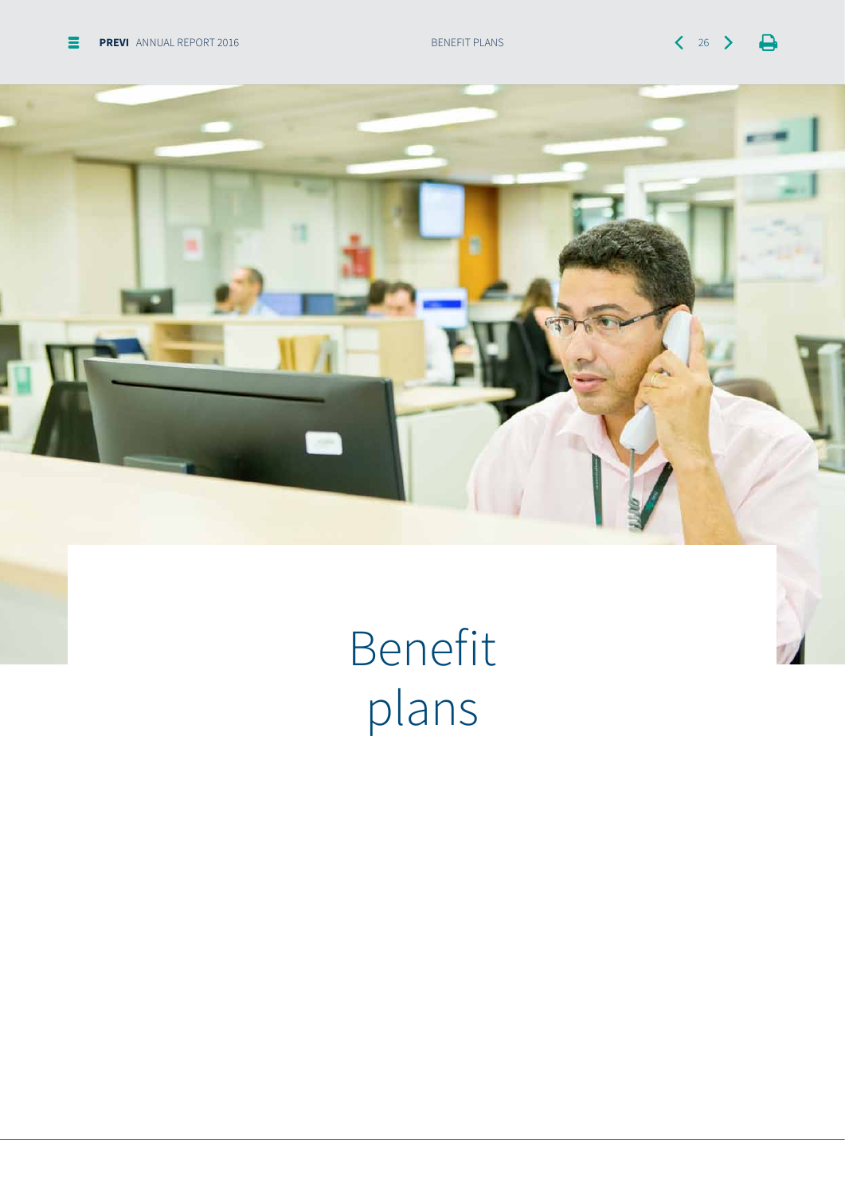# Benefit plans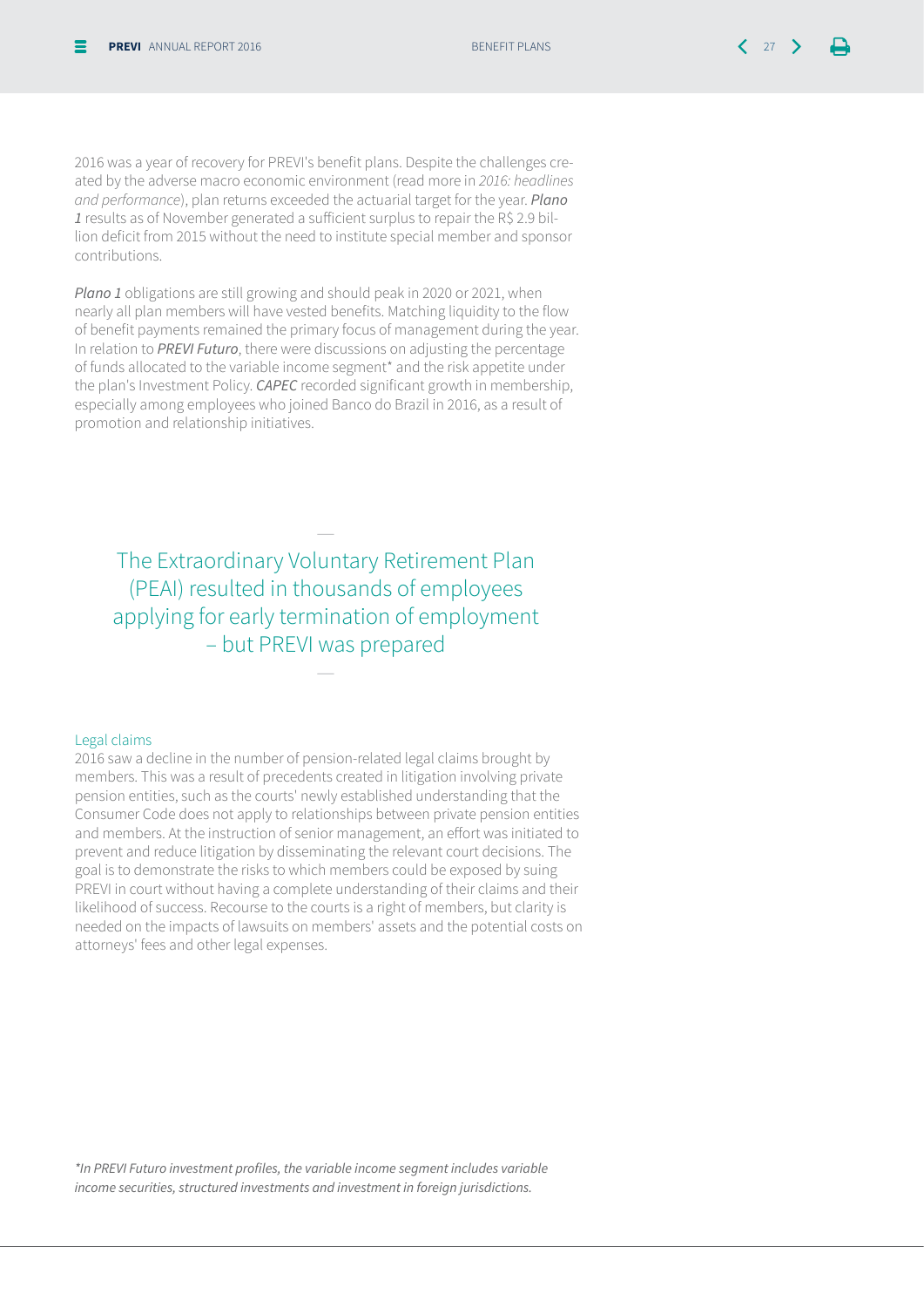2016 was a year of recovery for PREVI's benefit plans. Despite the challenges created by the adverse macro economic environment (read more in *2016: headlines and performance*), plan returns exceeded the actuarial target for the year. ***Plano 1*** results as of November generated a sufficient surplus to repair the R$ 2.9 billion deficit from 2015 without the need to institute special member and sponsor contributions.

***Plano 1*** obligations are still growing and should peak in 2020 or 2021, when nearly all plan members will have vested benefits. Matching liquidity to the flow of benefit payments remained the primary focus of management during the year. In relation to ***PREVI Futuro***, there were discussions on adjusting the percentage of funds allocated to the variable income segment* and the risk appetite under the plan's Investment Policy. ***CAPEC*** recorded significant growth in membership, especially among employees who joined Banco do Brazil in 2016, as a result of promotion and relationship initiatives.

> The Extraordinary Voluntary Retirement Plan (PEAI) resulted in thousands of employees applying for early termination of employment – but PREVI was prepared

## Legal claims

2016 saw a decline in the number of pension-related legal claims brought by members. This was a result of precedents created in litigation involving private pension entities, such as the courts' newly established understanding that the Consumer Code does not apply to relationships between private pension entities and members. At the instruction of senior management, an effort was initiated to prevent and reduce litigation by disseminating the relevant court decisions. The goal is to demonstrate the risks to which members could be exposed by suing PREVI in court without having a complete understanding of their claims and their likelihood of success. Recourse to the courts is a right of members, but clarity is needed on the impacts of lawsuits on members' assets and the potential costs on attorneys' fees and other legal expenses.

*\*In PREVI Futuro investment profiles, the variable income segment includes variable income securities, structured investments and investment in foreign jurisdictions.*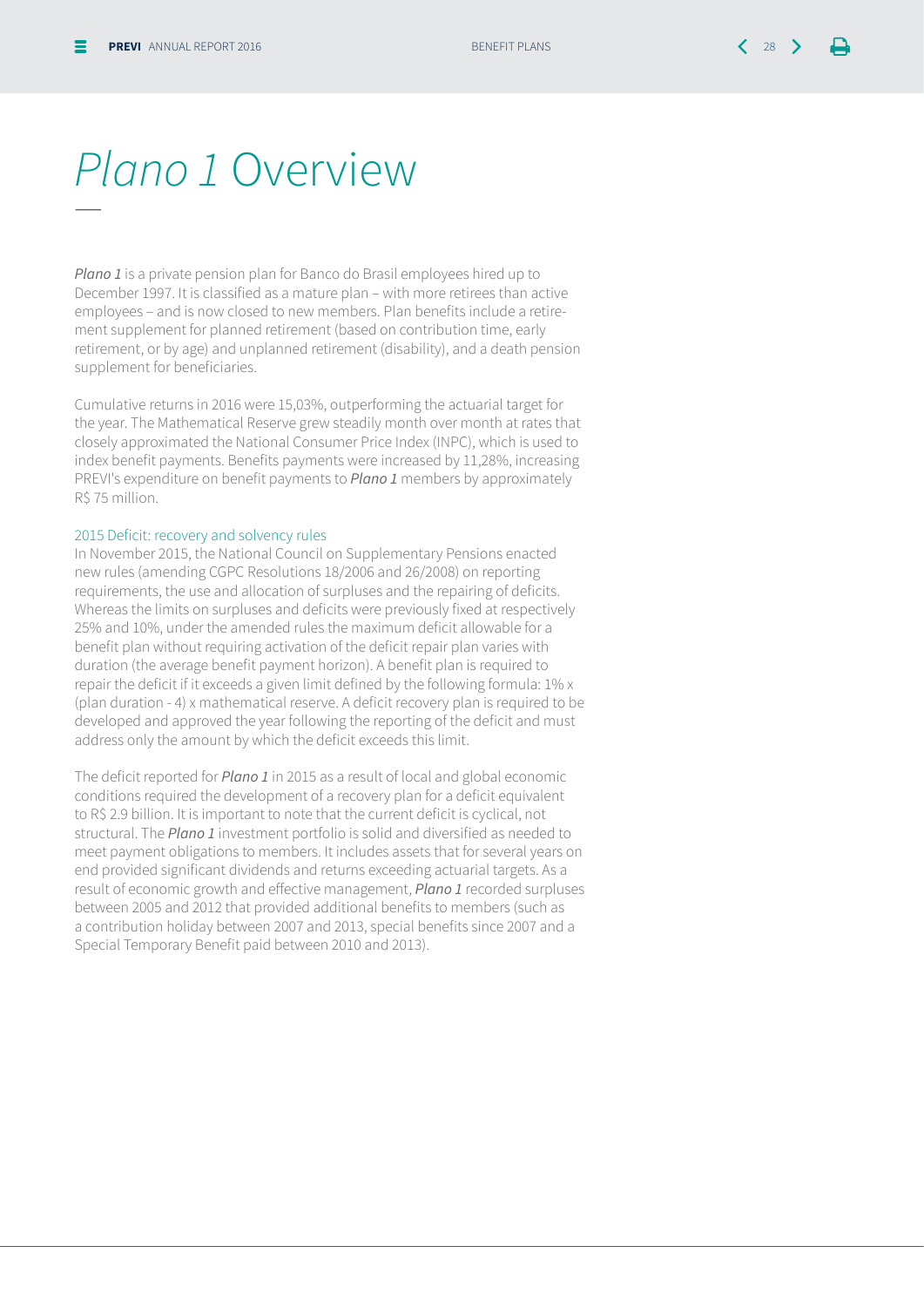# *Plano 1* Overview

*Plano 1* is a private pension plan for Banco do Brasil employees hired up to December 1997. It is classified as a mature plan – with more retirees than active employees – and is now closed to new members. Plan benefits include a retirement supplement for planned retirement (based on contribution time, early retirement, or by age) and unplanned retirement (disability), and a death pension supplement for beneficiaries.

Cumulative returns in 2016 were 15,03%, outperforming the actuarial target for the year. The Mathematical Reserve grew steadily month over month at rates that closely approximated the National Consumer Price Index (INPC), which is used to index benefit payments. Benefits payments were increased by 11,28%, increasing PREVI's expenditure on benefit payments to ***Plano 1*** members by approximately R$ 75 million.

## 2015 Deficit: recovery and solvency rules

In November 2015, the National Council on Supplementary Pensions enacted new rules (amending CGPC Resolutions 18/2006 and 26/2008) on reporting requirements, the use and allocation of surpluses and the repairing of deficits. Whereas the limits on surpluses and deficits were previously fixed at respectively 25% and 10%, under the amended rules the maximum deficit allowable for a benefit plan without requiring activation of the deficit repair plan varies with duration (the average benefit payment horizon). A benefit plan is required to repair the deficit if it exceeds a given limit defined by the following formula: 1% x (plan duration - 4) x mathematical reserve. A deficit recovery plan is required to be developed and approved the year following the reporting of the deficit and must address only the amount by which the deficit exceeds this limit.

The deficit reported for ***Plano 1*** in 2015 as a result of local and global economic conditions required the development of a recovery plan for a deficit equivalent to R$ 2.9 billion. It is important to note that the current deficit is cyclical, not structural. The ***Plano 1*** investment portfolio is solid and diversified as needed to meet payment obligations to members. It includes assets that for several years on end provided significant dividends and returns exceeding actuarial targets. As a result of economic growth and effective management, ***Plano 1*** recorded surpluses between 2005 and 2012 that provided additional benefits to members (such as a contribution holiday between 2007 and 2013, special benefits since 2007 and a Special Temporary Benefit paid between 2010 and 2013).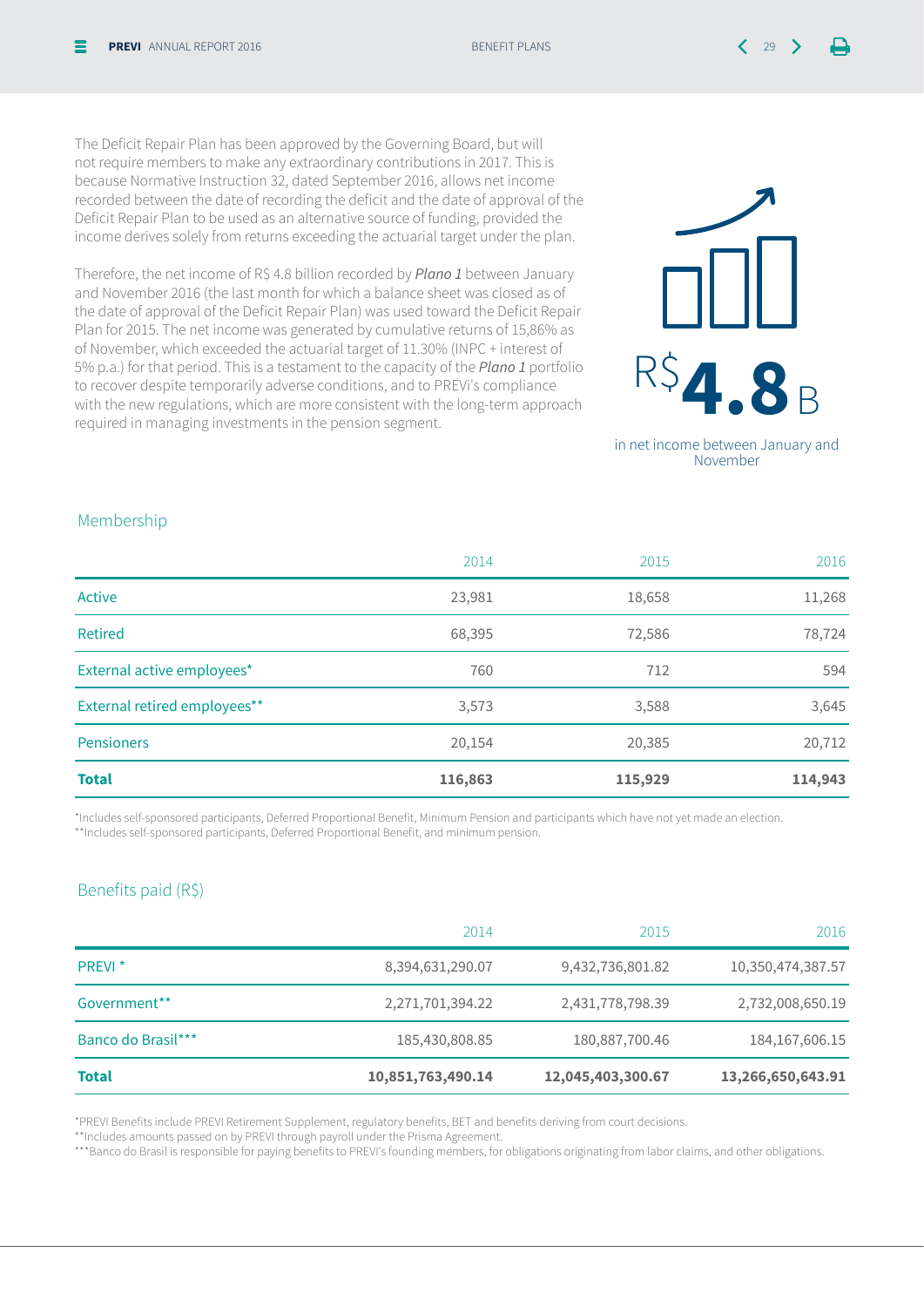The Deficit Repair Plan has been approved by the Governing Board, but will not require members to make any extraordinary contributions in 2017. This is because Normative Instruction 32, dated September 2016, allows net income recorded between the date of recording the deficit and the date of approval of the Deficit Repair Plan to be used as an alternative source of funding, provided the income derives solely from returns exceeding the actuarial target under the plan.

Therefore, the net income of R$ 4.8 billion recorded by ***Plano 1*** between January and November 2016 (the last month for which a balance sheet was closed as of the date of approval of the Deficit Repair Plan) was used toward the Deficit Repair Plan for 2015. The net income was generated by cumulative returns of 15,86% as of November, which exceeded the actuarial target of 11.30% (INPC + interest of 5% p.a.) for that period. This is a testament to the capacity of the ***Plano 1*** portfolio to recover despite temporarily adverse conditions, and to PREVI's compliance with the new regulations, which are more consistent with the long-term approach required in managing investments in the pension segment.

R$ **4.8** B

in net income between January and November

## Membership

| | 2014 | 2015 | 2016 |
|---|---|---|---|
| Active | 23,981 | 18,658 | 11,268 |
| Retired | 68,395 | 72,586 | 78,724 |
| External active employees* | 760 | 712 | 594 |
| External retired employees** | 3,573 | 3,588 | 3,645 |
| Pensioners | 20,154 | 20,385 | 20,712 |
| **Total** | **116,863** | **115,929** | **114,943** |

*Includes self-sponsored participants, Deferred Proportional Benefit, Minimum Pension and participants which have not yet made an election.
**Includes self-sponsored participants, Deferred Proportional Benefit, and minimum pension.

## Benefits paid (R$)

| | 2014 | 2015 | 2016 |
|---|---|---|---|
| PREVI * | 8,394,631,290.07 | 9,432,736,801.82 | 10,350,474,387.57 |
| Government** | 2,271,701,394.22 | 2,431,778,798.39 | 2,732,008,650.19 |
| Banco do Brasil*** | 185,430,808.85 | 180,887,700.46 | 184,167,606.15 |
| **Total** | **10,851,763,490.14** | **12,045,403,300.67** | **13,266,650,643.91** |

*PREVI Benefits include PREVI Retirement Supplement, regulatory benefits, BET and benefits deriving from court decisions.
**Includes amounts passed on by PREVI through payroll under the Prisma Agreement.
***Banco do Brasil is responsible for paying benefits to PREVI's founding members, for obligations originating from labor claims, and other obligations.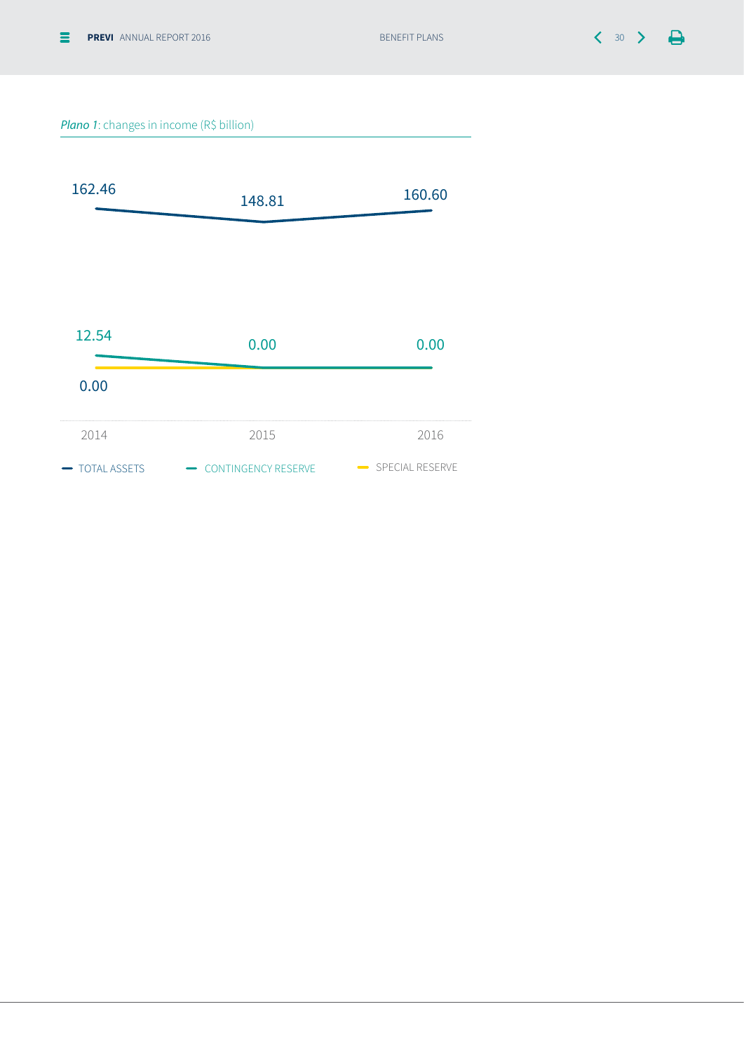*Plano 1*: changes in income (R$ billion)

| | 2014 | 2015 | 2016 |
|---|---|---|---|
| TOTAL ASSETS | 162.46 | 148.81 | 160.60 |
| CONTINGENCY RESERVE | 12.54 | 0.00 | 0.00 |
| SPECIAL RESERVE | 0.00 | | |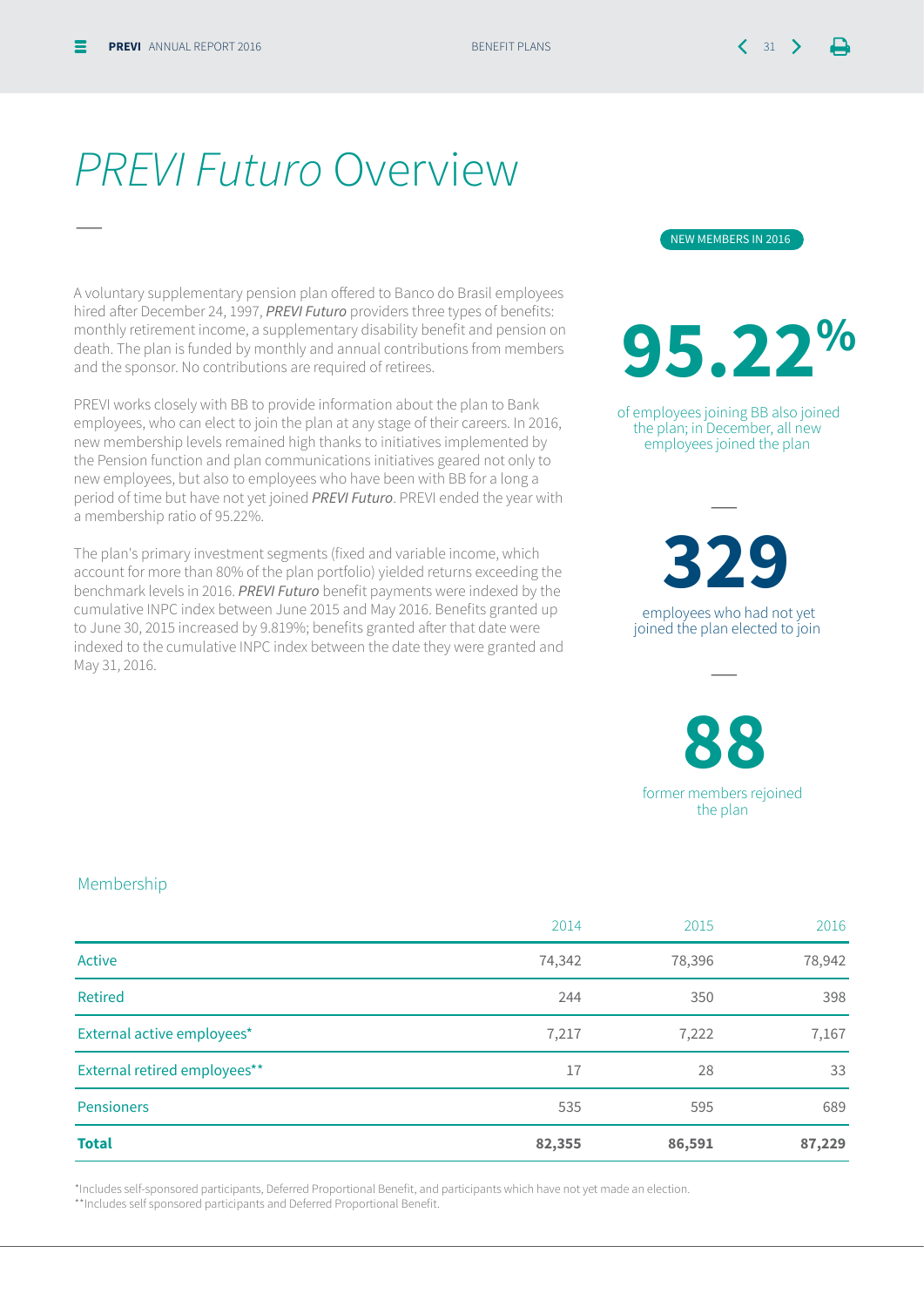# *PREVI Futuro* Overview

A voluntary supplementary pension plan offered to Banco do Brasil employees hired after December 24, 1997, *PREVI Futuro* providers three types of benefits: monthly retirement income, a supplementary disability benefit and pension on death. The plan is funded by monthly and annual contributions from members and the sponsor. No contributions are required of retirees.

PREVI works closely with BB to provide information about the plan to Bank employees, who can elect to join the plan at any stage of their careers. In 2016, new membership levels remained high thanks to initiatives implemented by the Pension function and plan communications initiatives geared not only to new employees, but also to employees who have been with BB for a long a period of time but have not yet joined *PREVI Futuro*. PREVI ended the year with a membership ratio of 95.22%.

The plan's primary investment segments (fixed and variable income, which account for more than 80% of the plan portfolio) yielded returns exceeding the benchmark levels in 2016. *PREVI Futuro* benefit payments were indexed by the cumulative INPC index between June 2015 and May 2016. Benefits granted up to June 30, 2015 increased by 9.819%; benefits granted after that date were indexed to the cumulative INPC index between the date they were granted and May 31, 2016.

NEW MEMBERS IN 2016

**95.22%**

of employees joining BB also joined the plan; in December, all new employees joined the plan

**329**

employees who had not yet joined the plan elected to join

**88**

former members rejoined the plan

## Membership

| | 2014 | 2015 | 2016 |
|---|---|---|---|
| Active | 74,342 | 78,396 | 78,942 |
| Retired | 244 | 350 | 398 |
| External active employees* | 7,217 | 7,222 | 7,167 |
| External retired employees** | 17 | 28 | 33 |
| Pensioners | 535 | 595 | 689 |
| **Total** | **82,355** | **86,591** | **87,229** |

*Includes self-sponsored participants, Deferred Proportional Benefit, and participants which have not yet made an election.
**Includes self sponsored participants and Deferred Proportional Benefit.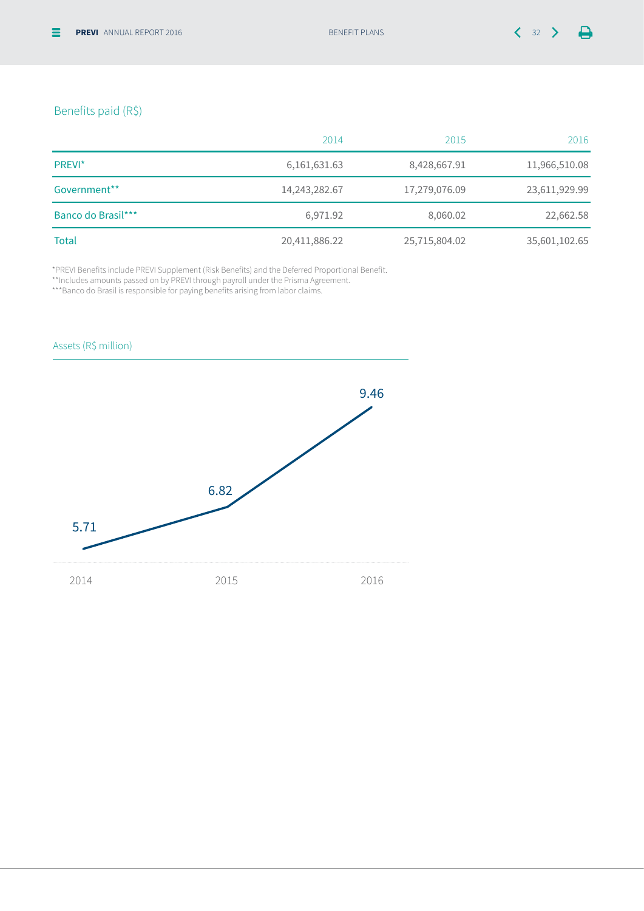## Benefits paid (R$)

| | 2014 | 2015 | 2016 |
|---|---|---|---|
| PREVI* | 6,161,631.63 | 8,428,667.91 | 11,966,510.08 |
| Government** | 14,243,282.67 | 17,279,076.09 | 23,611,929.99 |
| Banco do Brasil*** | 6,971.92 | 8,060.02 | 22,662.58 |
| Total | 20,411,886.22 | 25,715,804.02 | 35,601,102.65 |

*PREVI Benefits include PREVI Supplement (Risk Benefits) and the Deferred Proportional Benefit.
**Includes amounts passed on by PREVI through payroll under the Prisma Agreement.
***Banco do Brasil is responsible for paying benefits arising from labor claims.

## Assets (R$ million)

| 2014 | 2015 | 2016 |
|---|---|---|
| 5.71 | 6.82 | 9.46 |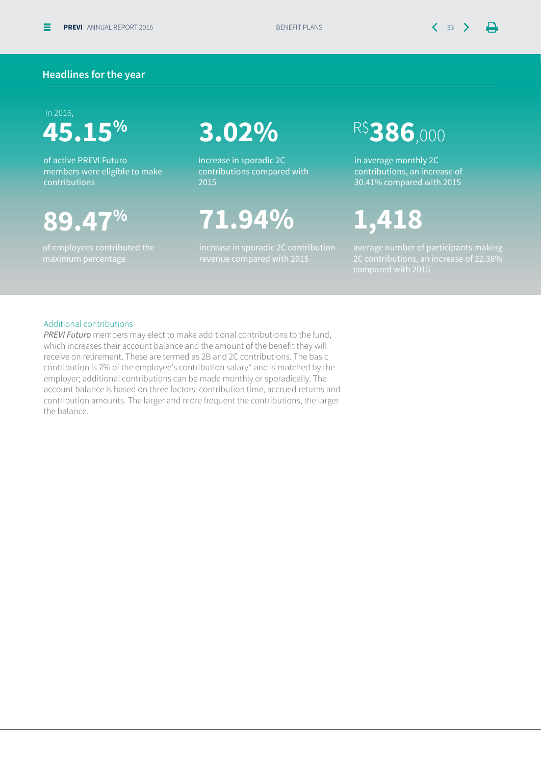## Headlines for the year

In 2016,

**45.15%**

of active PREVI Futuro members were eligible to make contributions

**3.02%**

increase in sporadic 2C contributions compared with 2015

R$**386**,000

in average monthly 2C contributions, an increase of 30.41% compared with 2015

**89.47%**

of employees contributed the maximum percentage

**71.94%**

increase in sporadic 2C contribution revenue compared with 2015

**1,418**

average number of participants making 2C contributions, an increase of 22.38% compared with 2015

### Additional contributions

*PREVI Futuro* members may elect to make additional contributions to the fund, which increases their account balance and the amount of the benefit they will receive on retirement. These are termed as 2B and 2C contributions. The basic contribution is 7% of the employee's contribution salary* and is matched by the employer; additional contributions can be made monthly or sporadically. The account balance is based on three factors: contribution time, accrued returns and contribution amounts. The larger and more frequent the contributions, the larger the balance.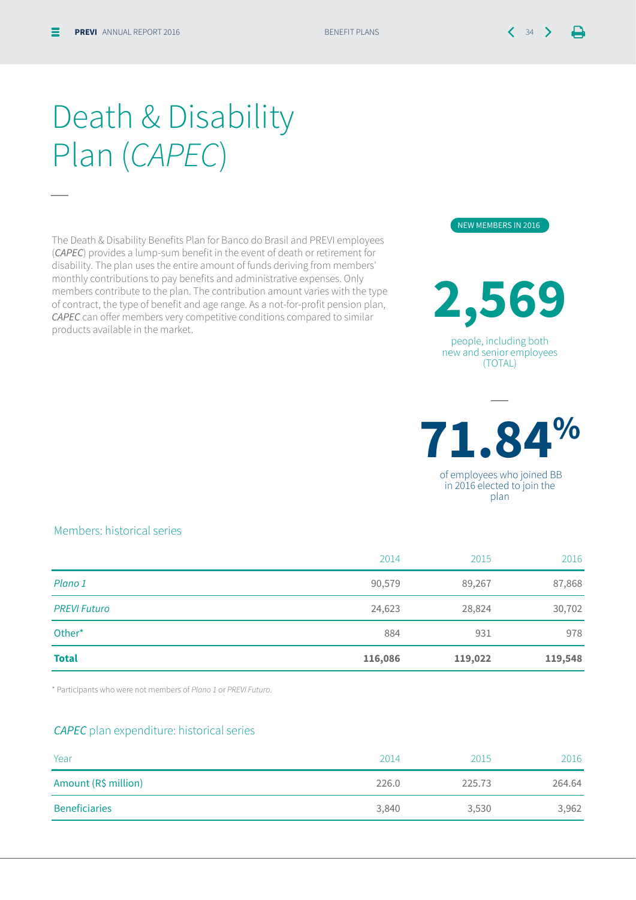# Death & Disability Plan (*CAPEC*)

The Death & Disability Benefits Plan for Banco do Brasil and PREVI employees (*CAPEC*) provides a lump-sum benefit in the event of death or retirement for disability. The plan uses the entire amount of funds deriving from members' monthly contributions to pay benefits and administrative expenses. Only members contribute to the plan. The contribution amount varies with the type of contract, the type of benefit and age range. As a not-for-profit pension plan, *CAPEC* can offer members very competitive conditions compared to similar products available in the market.

NEW MEMBERS IN 2016

**2,569**

people, including both new and senior employees (TOTAL)

**71.84%**

of employees who joined BB in 2016 elected to join the plan

## Members: historical series

| | 2014 | 2015 | 2016 |
|---|---|---|---|
| *Plano 1* | 90,579 | 89,267 | 87,868 |
| *PREVI Futuro* | 24,623 | 28,824 | 30,702 |
| Other* | 884 | 931 | 978 |
| **Total** | **116,086** | **119,022** | **119,548** |

* Participants who were not members of *Plano 1* or *PREVI Futuro*.

## *CAPEC* plan expenditure: historical series

| Year | 2014 | 2015 | 2016 |
|---|---|---|---|
| Amount (R$ million) | 226.0 | 225.73 | 264.64 |
| Beneficiaries | 3,840 | 3,530 | 3,962 |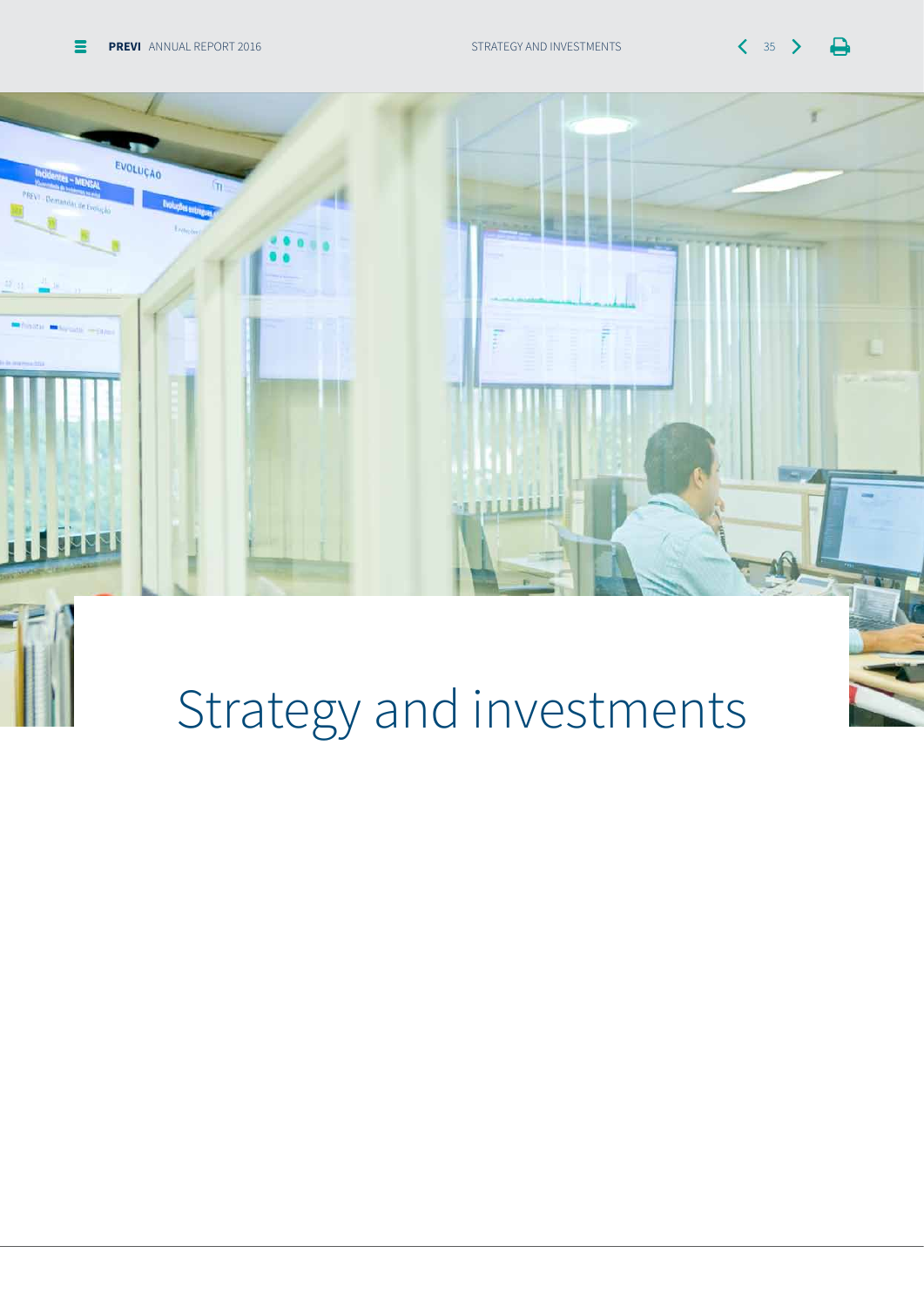# Strategy and investments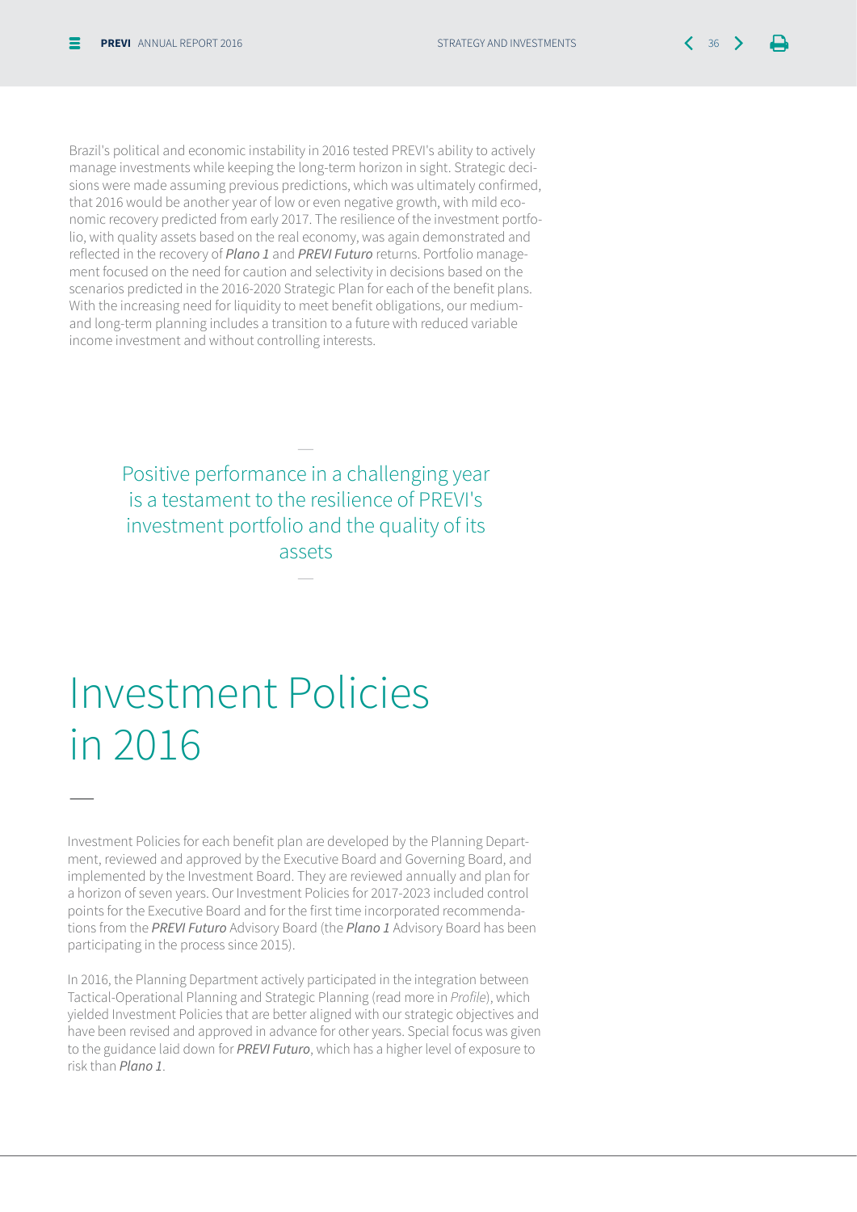Brazil's political and economic instability in 2016 tested PREVI's ability to actively manage investments while keeping the long-term horizon in sight. Strategic decisions were made assuming previous predictions, which was ultimately confirmed, that 2016 would be another year of low or even negative growth, with mild economic recovery predicted from early 2017. The resilience of the investment portfolio, with quality assets based on the real economy, was again demonstrated and reflected in the recovery of ***Plano 1*** and ***PREVI Futuro*** returns. Portfolio management focused on the need for caution and selectivity in decisions based on the scenarios predicted in the 2016-2020 Strategic Plan for each of the benefit plans. With the increasing need for liquidity to meet benefit obligations, our medium- and long-term planning includes a transition to a future with reduced variable income investment and without controlling interests.

> Positive performance in a challenging year is a testament to the resilience of PREVI's investment portfolio and the quality of its assets

# Investment Policies in 2016

Investment Policies for each benefit plan are developed by the Planning Department, reviewed and approved by the Executive Board and Governing Board, and implemented by the Investment Board. They are reviewed annually and plan for a horizon of seven years. Our Investment Policies for 2017-2023 included control points for the Executive Board and for the first time incorporated recommendations from the ***PREVI Futuro*** Advisory Board (the ***Plano 1*** Advisory Board has been participating in the process since 2015).

In 2016, the Planning Department actively participated in the integration between Tactical-Operational Planning and Strategic Planning (read more in *Profile*), which yielded Investment Policies that are better aligned with our strategic objectives and have been revised and approved in advance for other years. Special focus was given to the guidance laid down for ***PREVI Futuro***, which has a higher level of exposure to risk than ***Plano 1***.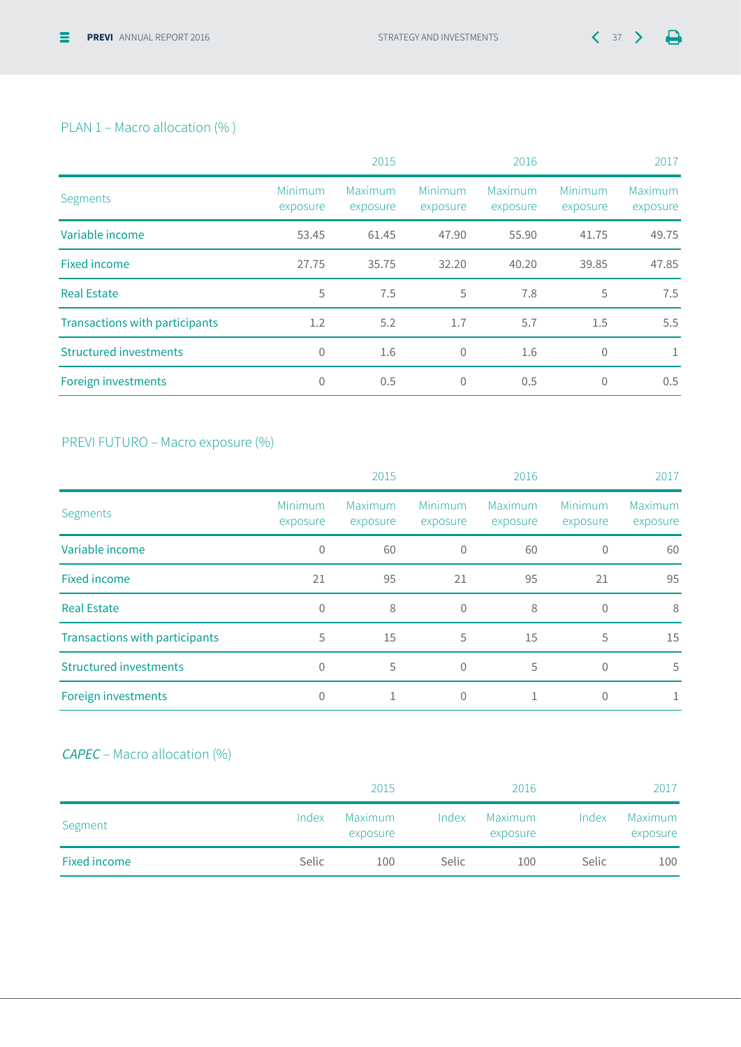PLAN 1 – Macro allocation (% )

| | 2015 | | 2016 | | 2017 | |
|---|---|---|---|---|---|---|
| Segments | Minimum exposure | Maximum exposure | Minimum exposure | Maximum exposure | Minimum exposure | Maximum exposure |
| Variable income | 53.45 | 61.45 | 47.90 | 55.90 | 41.75 | 49.75 |
| Fixed income | 27.75 | 35.75 | 32.20 | 40.20 | 39.85 | 47.85 |
| Real Estate | 5 | 7.5 | 5 | 7.8 | 5 | 7.5 |
| Transactions with participants | 1.2 | 5.2 | 1.7 | 5.7 | 1.5 | 5.5 |
| Structured investments | 0 | 1.6 | 0 | 1.6 | 0 | 1 |
| Foreign investments | 0 | 0.5 | 0 | 0.5 | 0 | 0.5 |

PREVI FUTURO – Macro exposure (%)

| | 2015 | | 2016 | | 2017 | |
|---|---|---|---|---|---|---|
| Segments | Minimum exposure | Maximum exposure | Minimum exposure | Maximum exposure | Minimum exposure | Maximum exposure |
| Variable income | 0 | 60 | 0 | 60 | 0 | 60 |
| Fixed income | 21 | 95 | 21 | 95 | 21 | 95 |
| Real Estate | 0 | 8 | 0 | 8 | 0 | 8 |
| Transactions with participants | 5 | 15 | 5 | 15 | 5 | 15 |
| Structured investments | 0 | 5 | 0 | 5 | 0 | 5 |
| Foreign investments | 0 | 1 | 0 | 1 | 0 | 1 |

*CAPEC* – Macro allocation (%)

| | 2015 | | 2016 | | 2017 | |
|---|---|---|---|---|---|---|
| Segment | Index | Maximum exposure | Index | Maximum exposure | Index | Maximum exposure |
| Fixed income | Selic | 100 | Selic | 100 | Selic | 100 |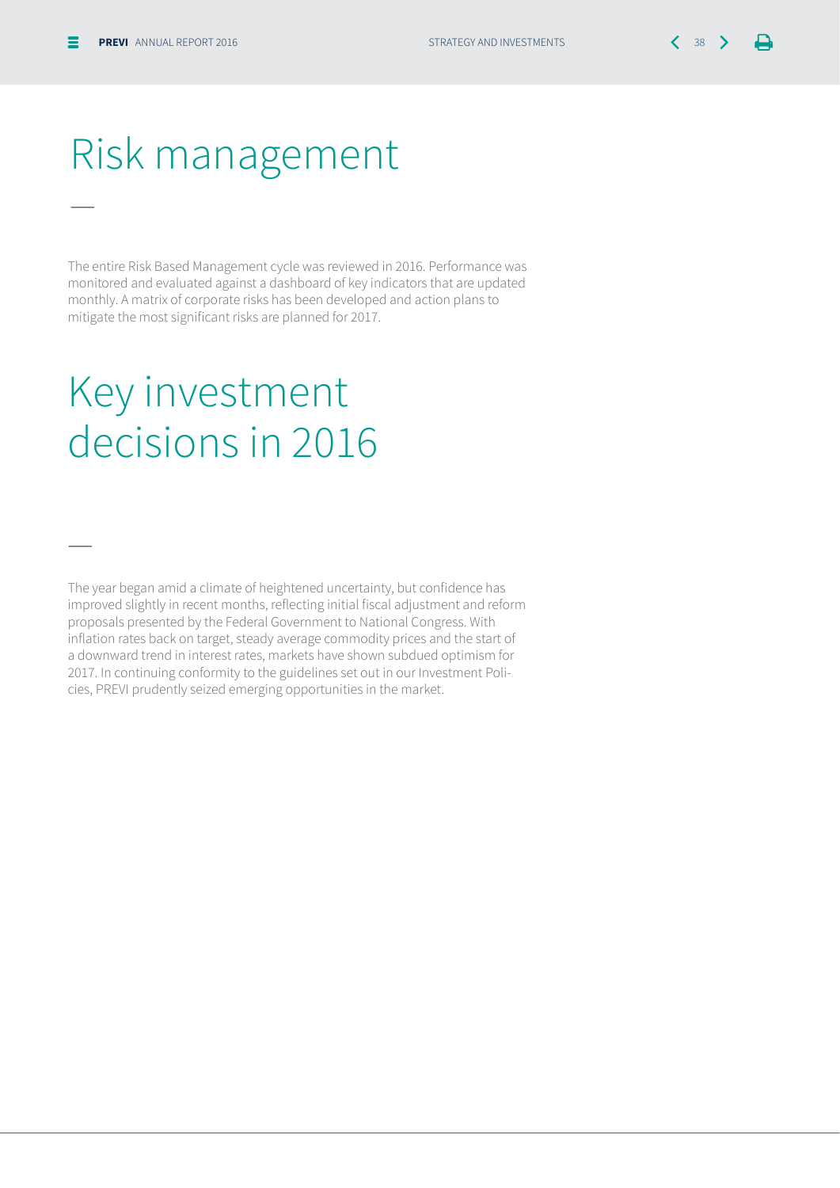# Risk management

The entire Risk Based Management cycle was reviewed in 2016. Performance was monitored and evaluated against a dashboard of key indicators that are updated monthly. A matrix of corporate risks has been developed and action plans to mitigate the most significant risks are planned for 2017.

# Key investment decisions in 2016

The year began amid a climate of heightened uncertainty, but confidence has improved slightly in recent months, reflecting initial fiscal adjustment and reform proposals presented by the Federal Government to National Congress. With inflation rates back on target, steady average commodity prices and the start of a downward trend in interest rates, markets have shown subdued optimism for 2017. In continuing conformity to the guidelines set out in our Investment Policies, PREVI prudently seized emerging opportunities in the market.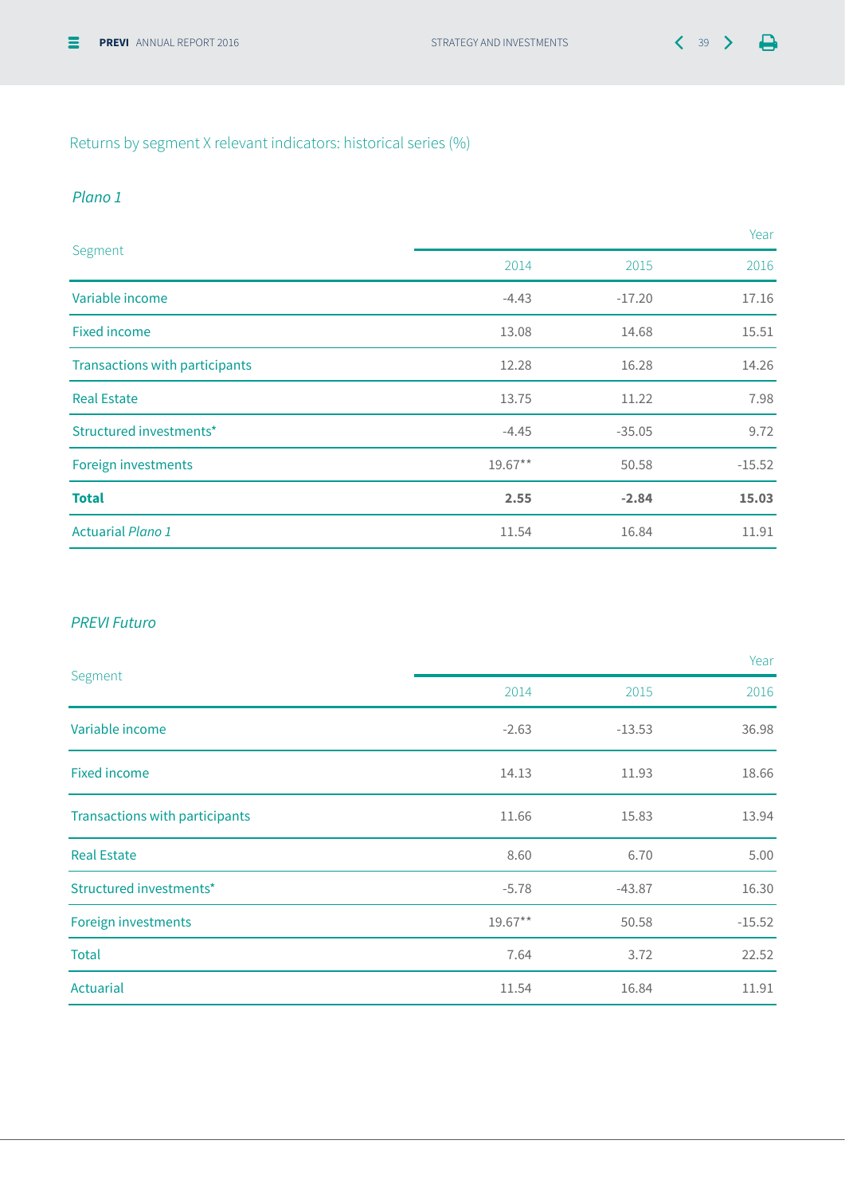## Returns by segment X relevant indicators: historical series (%)

### *Plano 1*

| Segment | Year | | |
|---|---|---|---|
| | 2014 | 2015 | 2016 |
| Variable income | -4.43 | -17.20 | 17.16 |
| Fixed income | 13.08 | 14.68 | 15.51 |
| Transactions with participants | 12.28 | 16.28 | 14.26 |
| Real Estate | 13.75 | 11.22 | 7.98 |
| Structured investments* | -4.45 | -35.05 | 9.72 |
| Foreign investments | 19.67** | 50.58 | -15.52 |
| **Total** | **2.55** | **-2.84** | **15.03** |
| Actuarial *Plano 1* | 11.54 | 16.84 | 11.91 |

### *PREVI Futuro*

| Segment | Year | | |
|---|---|---|---|
| | 2014 | 2015 | 2016 |
| Variable income | -2.63 | -13.53 | 36.98 |
| Fixed income | 14.13 | 11.93 | 18.66 |
| Transactions with participants | 11.66 | 15.83 | 13.94 |
| Real Estate | 8.60 | 6.70 | 5.00 |
| Structured investments* | -5.78 | -43.87 | 16.30 |
| Foreign investments | 19.67** | 50.58 | -15.52 |
| Total | 7.64 | 3.72 | 22.52 |
| Actuarial | 11.54 | 16.84 | 11.91 |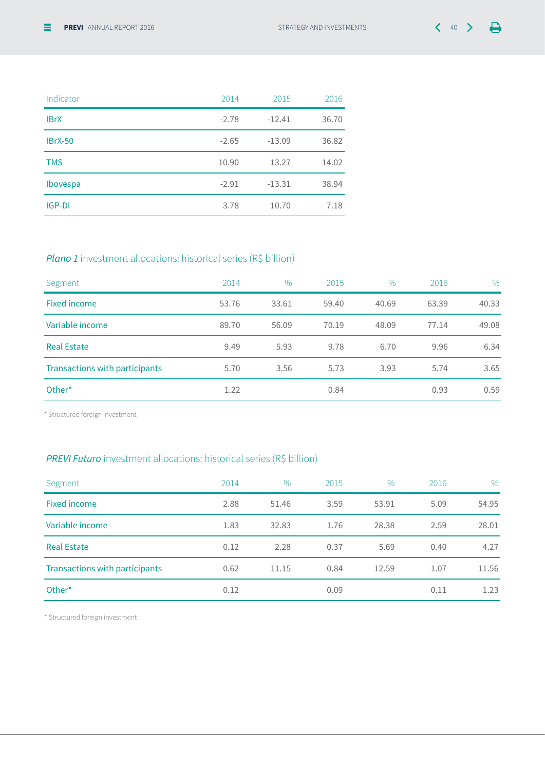| Indicator | 2014 | 2015 | 2016 |
|---|---|---|---|
| IBrX | -2.78 | -12.41 | 36.70 |
| IBrX-50 | -2.65 | -13.09 | 36.82 |
| TMS | 10.90 | 13.27 | 14.02 |
| Ibovespa | -2.91 | -13.31 | 38.94 |
| IGP-DI | 3.78 | 10.70 | 7.18 |

### *Plano 1* investment allocations: historical series (R$ billion)

| Segment | 2014 | % | 2015 | % | 2016 | % |
|---|---|---|---|---|---|---|
| Fixed income | 53.76 | 33.61 | 59.40 | 40.69 | 63.39 | 40.33 |
| Variable income | 89.70 | 56.09 | 70.19 | 48.09 | 77.14 | 49.08 |
| Real Estate | 9.49 | 5.93 | 9.78 | 6.70 | 9.96 | 6.34 |
| Transactions with participants | 5.70 | 3.56 | 5.73 | 3.93 | 5.74 | 3.65 |
| Other* | 1.22 | | 0.84 | | 0.93 | 0.59 |

* Structured foreign investment

### *PREVI Futuro* investment allocations: historical series (R$ billion)

| Segment | 2014 | % | 2015 | % | 2016 | % |
|---|---|---|---|---|---|---|
| Fixed income | 2.88 | 51.46 | 3.59 | 53.91 | 5.09 | 54.95 |
| Variable income | 1.83 | 32.83 | 1.76 | 28.38 | 2.59 | 28.01 |
| Real Estate | 0.12 | 2.28 | 0.37 | 5.69 | 0.40 | 4.27 |
| Transactions with participants | 0.62 | 11.15 | 0.84 | 12.59 | 1.07 | 11.56 |
| Other* | 0.12 | | 0.09 | | 0.11 | 1.23 |

* Structured foreign investment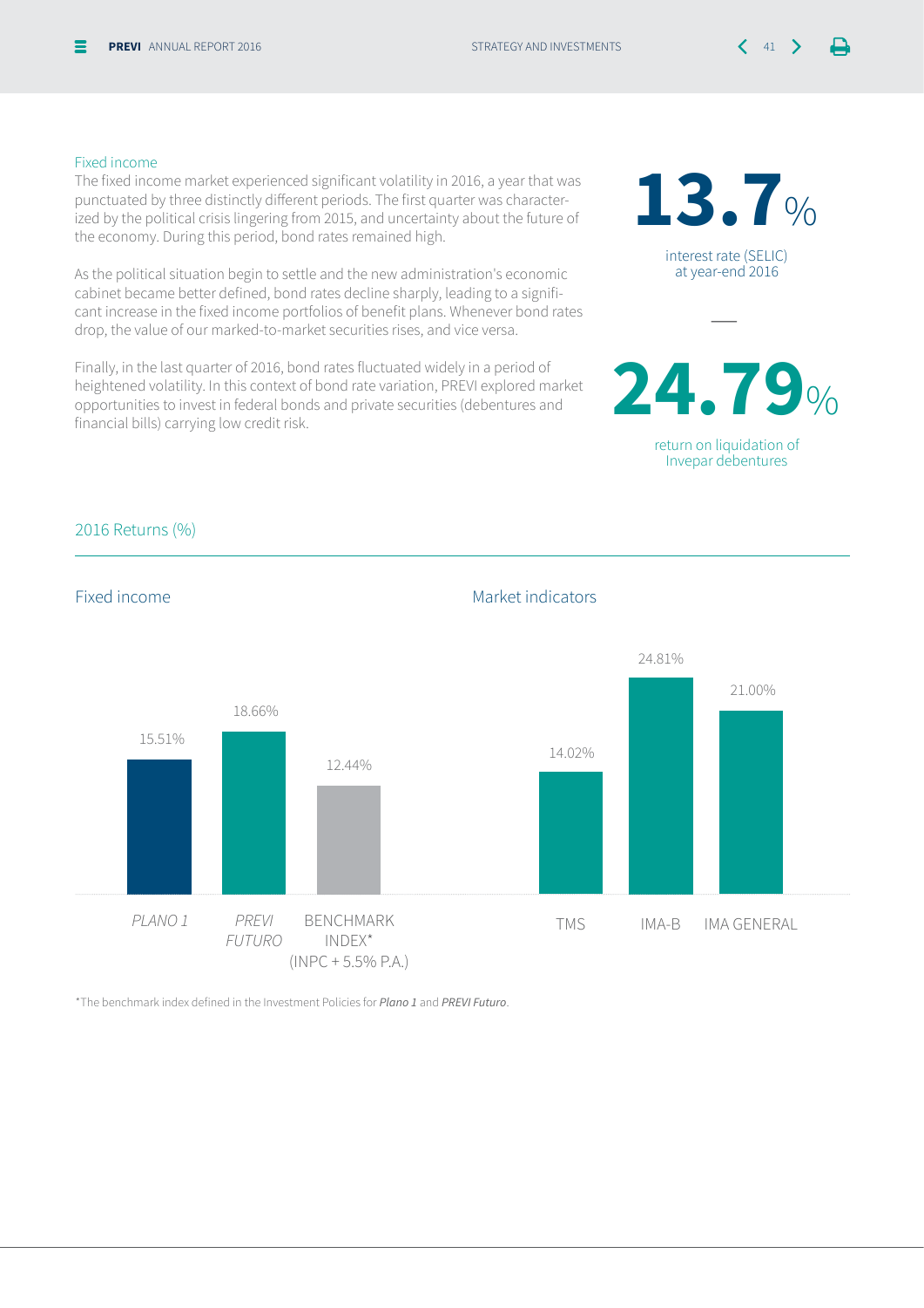## Fixed income

The fixed income market experienced significant volatility in 2016, a year that was punctuated by three distinctly different periods. The first quarter was characterized by the political crisis lingering from 2015, and uncertainty about the future of the economy. During this period, bond rates remained high.

As the political situation begin to settle and the new administration's economic cabinet became better defined, bond rates decline sharply, leading to a significant increase in the fixed income portfolios of benefit plans. Whenever bond rates drop, the value of our marked-to-market securities rises, and vice versa.

Finally, in the last quarter of 2016, bond rates fluctuated widely in a period of heightened volatility. In this context of bond rate variation, PREVI explored market opportunities to invest in federal bonds and private securities (debentures and financial bills) carrying low credit risk.

**13.7%**
interest rate (SELIC) at year-end 2016

**24.79%**
return on liquidation of Invepar debentures

### 2016 Returns (%)

**Fixed income**

| | Return |
|---|---|
| *PLANO 1* | 15.51% |
| *PREVI FUTURO* | 18.66% |
| BENCHMARK INDEX* (INPC + 5.5% P.A.) | 12.44% |

**Market indicators**

| | Return |
|---|---|
| TMS | 14.02% |
| IMA-B | 24.81% |
| IMA GENERAL | 21.00% |

*The benchmark index defined in the Investment Policies for ***Plano 1*** and ***PREVI Futuro***.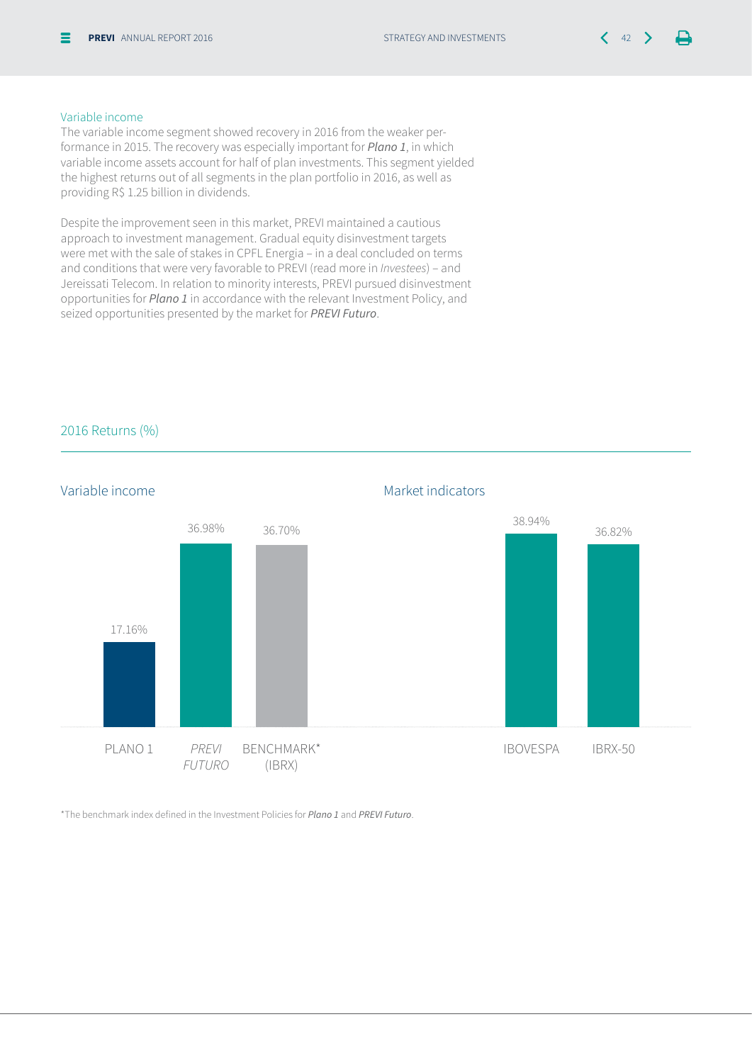### Variable income

The variable income segment showed recovery in 2016 from the weaker performance in 2015. The recovery was especially important for ***Plano 1***, in which variable income assets account for half of plan investments. This segment yielded the highest returns out of all segments in the plan portfolio in 2016, as well as providing R$ 1.25 billion in dividends.

Despite the improvement seen in this market, PREVI maintained a cautious approach to investment management. Gradual equity disinvestment targets were met with the sale of stakes in CPFL Energia – in a deal concluded on terms and conditions that were very favorable to PREVI (read more in *Investees*) – and Jereissati Telecom. In relation to minority interests, PREVI pursued disinvestment opportunities for ***Plano 1*** in accordance with the relevant Investment Policy, and seized opportunities presented by the market for ***PREVI Futuro***.

## 2016 Returns (%)

### Variable income

| | Return (%) |
|---|---|
| PLANO 1 | 17.16% |
| *PREVI FUTURO* | 36.98% |
| BENCHMARK* (IBRX) | 36.70% |

### Market indicators

| | Return (%) |
|---|---|
| IBOVESPA | 38.94% |
| IBRX-50 | 36.82% |

*The benchmark index defined in the Investment Policies for ***Plano 1*** and ***PREVI Futuro***.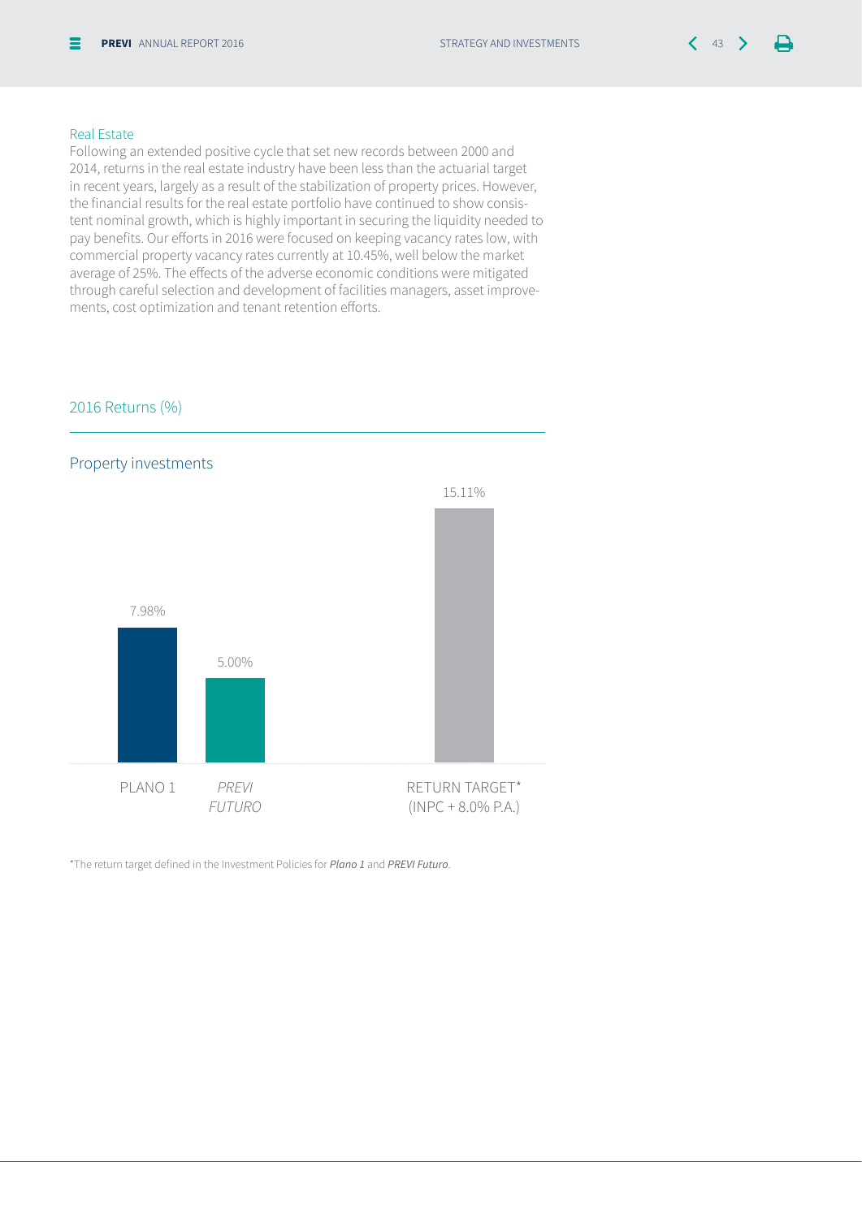### Real Estate

Following an extended positive cycle that set new records between 2000 and 2014, returns in the real estate industry have been less than the actuarial target in recent years, largely as a result of the stabilization of property prices. However, the financial results for the real estate portfolio have continued to show consistent nominal growth, which is highly important in securing the liquidity needed to pay benefits. Our efforts in 2016 were focused on keeping vacancy rates low, with commercial property vacancy rates currently at 10.45%, well below the market average of 25%. The effects of the adverse economic conditions were mitigated through careful selection and development of facilities managers, asset improvements, cost optimization and tenant retention efforts.

## 2016 Returns (%)

### Property investments

| | Return |
|---|---|
| PLANO 1 | 7.98% |
| *PREVI FUTURO* | 5.00% |
| RETURN TARGET* (INPC + 8.0% P.A.) | 15.11% |

*The return target defined in the Investment Policies for *Plano 1* and *PREVI Futuro*.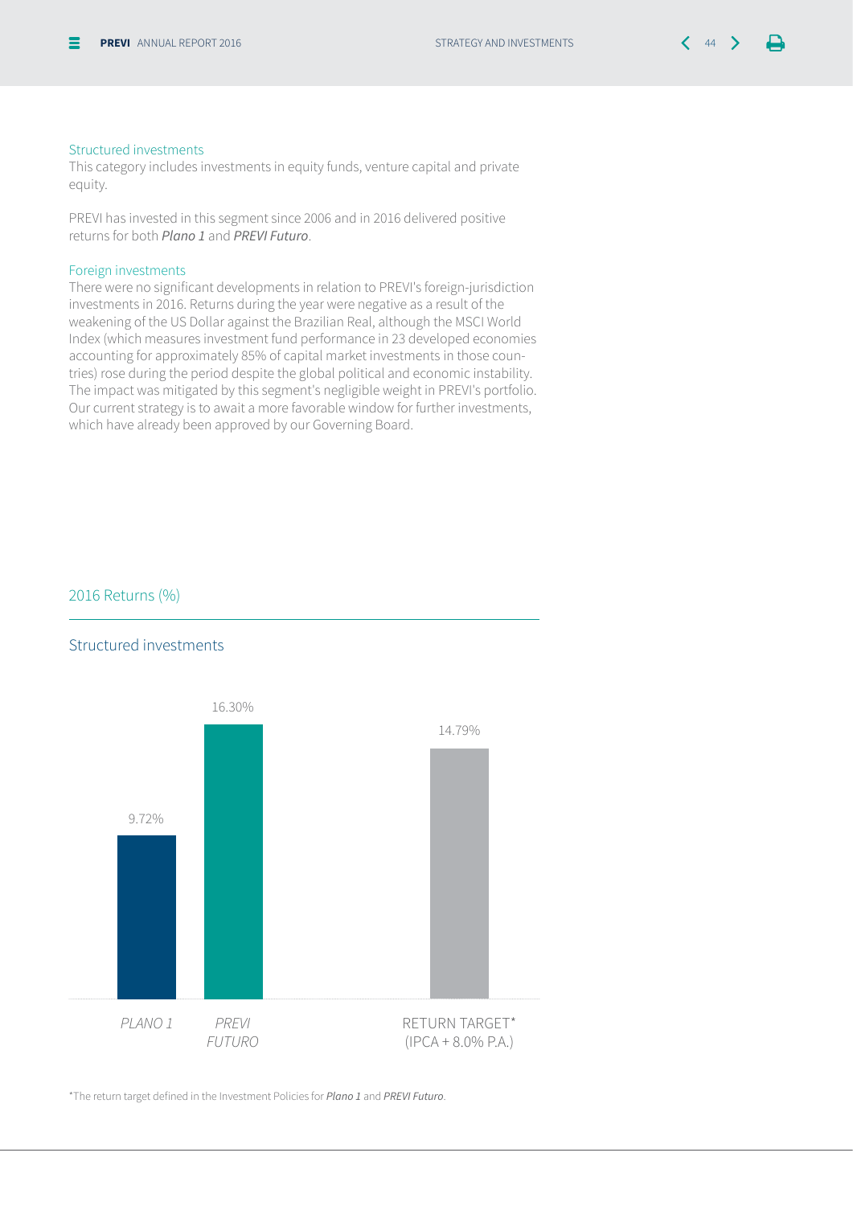### Structured investments

This category includes investments in equity funds, venture capital and private equity.

PREVI has invested in this segment since 2006 and in 2016 delivered positive returns for both *Plano 1* and *PREVI Futuro*.

### Foreign investments

There were no significant developments in relation to PREVI's foreign-jurisdiction investments in 2016. Returns during the year were negative as a result of the weakening of the US Dollar against the Brazilian Real, although the MSCI World Index (which measures investment fund performance in 23 developed economies accounting for approximately 85% of capital market investments in those countries) rose during the period despite the global political and economic instability. The impact was mitigated by this segment's negligible weight in PREVI's portfolio. Our current strategy is to await a more favorable window for further investments, which have already been approved by our Governing Board.

## 2016 Returns (%)

### Structured investments

| | Return (%) |
|---|---|
| *PLANO 1* | 9.72% |
| *PREVI FUTURO* | 16.30% |
| RETURN TARGET* (IPCA + 8.0% P.A.) | 14.79% |

*The return target defined in the Investment Policies for *Plano 1* and *PREVI Futuro*.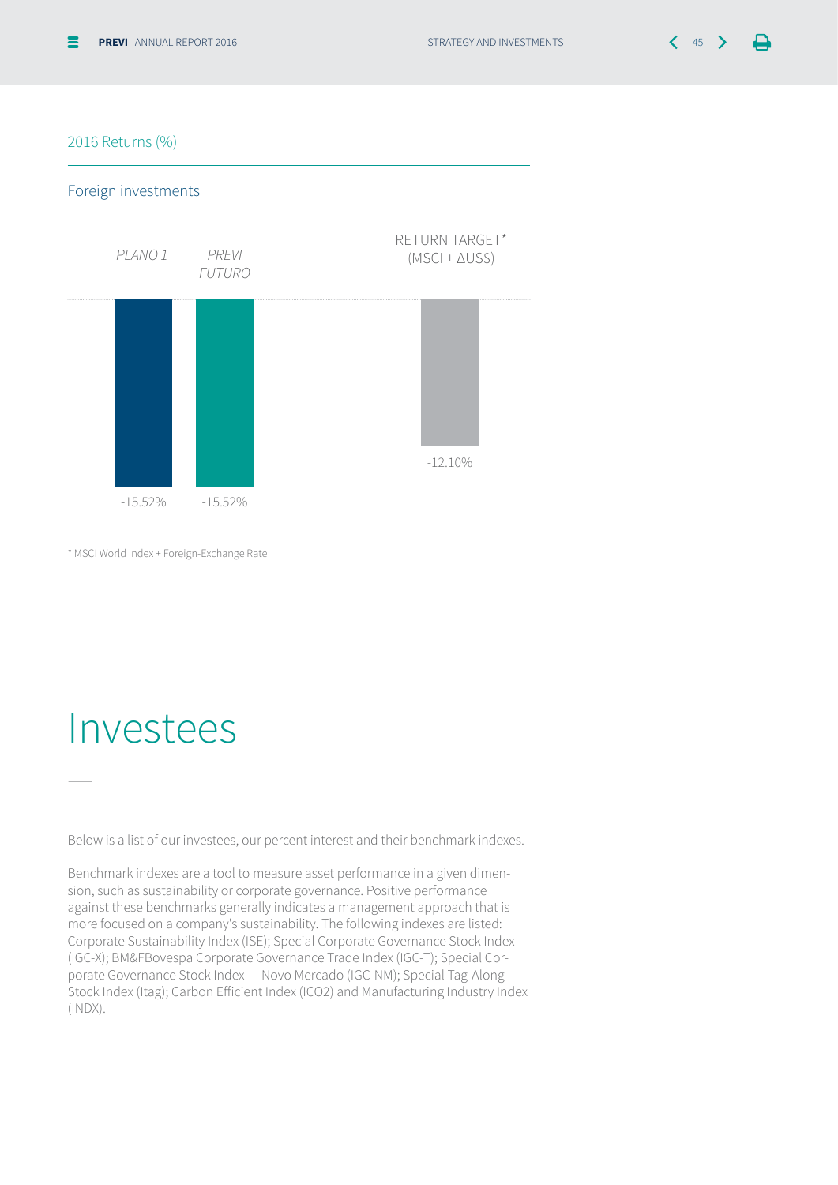2016 Returns (%)

Foreign investments

| PLANO 1 | PREVI FUTURO | RETURN TARGET* (MSCI + ΔUS$) |
|---|---|---|
| -15.52% | -15.52% | -12.10% |

* MSCI World Index + Foreign-Exchange Rate

# Investees

Below is a list of our investees, our percent interest and their benchmark indexes.

Benchmark indexes are a tool to measure asset performance in a given dimension, such as sustainability or corporate governance. Positive performance against these benchmarks generally indicates a management approach that is more focused on a company's sustainability. The following indexes are listed: Corporate Sustainability Index (ISE); Special Corporate Governance Stock Index (IGC-X); BM&FBovespa Corporate Governance Trade Index (IGC-T); Special Corporate Governance Stock Index — Novo Mercado (IGC-NM); Special Tag-Along Stock Index (Itag); Carbon Efficient Index (ICO2) and Manufacturing Industry Index (INDX).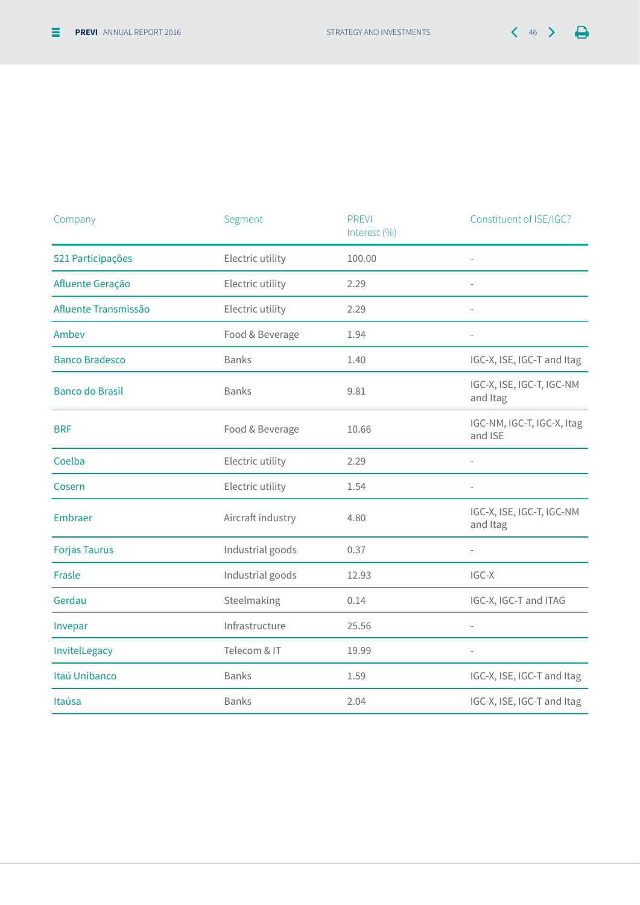| Company | Segment | PREVI Interest (%) | Constituent of ISE/IGC? |
|---|---|---|---|
| 521 Participações | Electric utility | 100.00 | - |
| Afluente Geração | Electric utility | 2.29 | - |
| Afluente Transmissão | Electric utility | 2.29 | - |
| Ambev | Food & Beverage | 1.94 | - |
| Banco Bradesco | Banks | 1.40 | IGC-X, ISE, IGC-T and Itag |
| Banco do Brasil | Banks | 9.81 | IGC-X, ISE, IGC-T, IGC-NM and Itag |
| BRF | Food & Beverage | 10.66 | IGC-NM, IGC-T, IGC-X, Itag and ISE |
| Coelba | Electric utility | 2.29 | - |
| Cosern | Electric utility | 1.54 | - |
| Embraer | Aircraft industry | 4.80 | IGC-X, ISE, IGC-T, IGC-NM and Itag |
| Forjas Taurus | Industrial goods | 0.37 | - |
| Frasle | Industrial goods | 12.93 | IGC-X |
| Gerdau | Steelmaking | 0.14 | IGC-X, IGC-T and ITAG |
| Invepar | Infrastructure | 25.56 | - |
| InvitelLegacy | Telecom & IT | 19.99 | - |
| Itaú Unibanco | Banks | 1.59 | IGC-X, ISE, IGC-T and Itag |
| Itaúsa | Banks | 2.04 | IGC-X, ISE, IGC-T and Itag |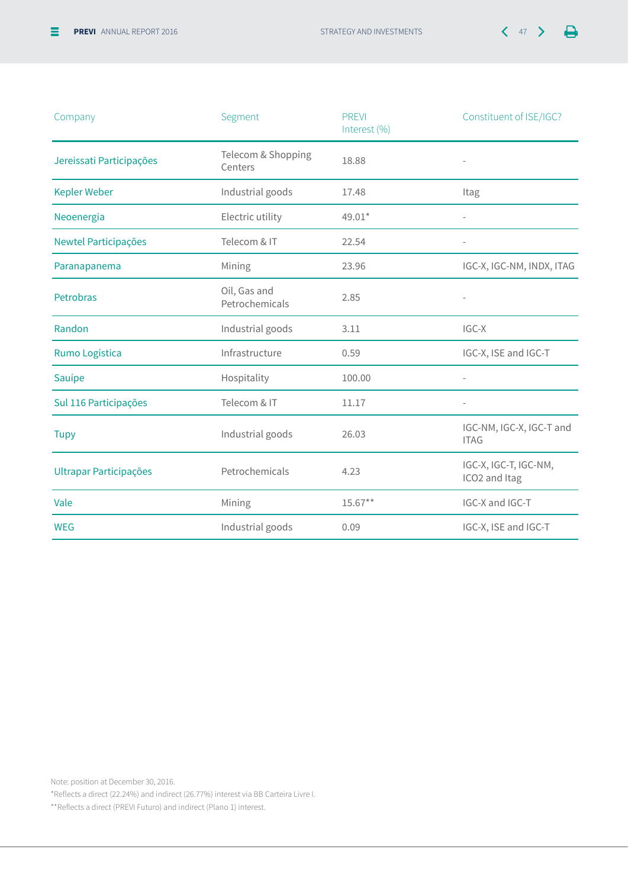| Company | Segment | PREVI Interest (%) | Constituent of ISE/IGC? |
|---|---|---|---|
| Jereissati Participações | Telecom & Shopping Centers | 18.88 | - |
| Kepler Weber | Industrial goods | 17.48 | Itag |
| Neoenergia | Electric utility | 49.01* | - |
| Newtel Participações | Telecom & IT | 22.54 | - |
| Paranapanema | Mining | 23.96 | IGC-X, IGC-NM, INDX, ITAG |
| Petrobras | Oil, Gas and Petrochemicals | 2.85 | - |
| Randon | Industrial goods | 3.11 | IGC-X |
| Rumo Logística | Infrastructure | 0.59 | IGC-X, ISE and IGC-T |
| Sauípe | Hospitality | 100.00 | - |
| Sul 116 Participações | Telecom & IT | 11.17 | - |
| Tupy | Industrial goods | 26.03 | IGC-NM, IGC-X, IGC-T and ITAG |
| Ultrapar Participações | Petrochemicals | 4.23 | IGC-X, IGC-T, IGC-NM, ICO2 and Itag |
| Vale | Mining | 15.67** | IGC-X and IGC-T |
| WEG | Industrial goods | 0.09 | IGC-X, ISE and IGC-T |

Note: position at December 30, 2016.

*Reflects a direct (22.24%) and indirect (26.77%) interest via BB Carteira Livre I.

**Reflects a direct (PREVI Futuro) and indirect (Plano 1) interest.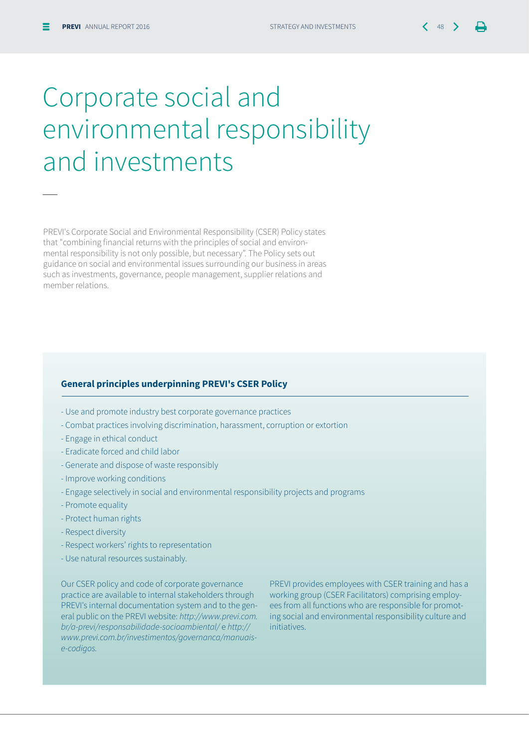# Corporate social and environmental responsibility and investments

PREVI's Corporate Social and Environmental Responsibility (CSER) Policy states that "combining financial returns with the principles of social and environmental responsibility is not only possible, but necessary". The Policy sets out guidance on social and environmental issues surrounding our business in areas such as investments, governance, people management, supplier relations and member relations.

**General principles underpinning PREVI's CSER Policy**

- Use and promote industry best corporate governance practices
- Combat practices involving discrimination, harassment, corruption or extortion
- Engage in ethical conduct
- Eradicate forced and child labor
- Generate and dispose of waste responsibly
- Improve working conditions
- Engage selectively in social and environmental responsibility projects and programs
- Promote equality
- Protect human rights
- Respect diversity
- Respect workers' rights to representation
- Use natural resources sustainably.

Our CSER policy and code of corporate governance practice are available to internal stakeholders through PREVI's internal documentation system and to the general public on the PREVI website: *http://www.previ.com.br/a-previ/responsabilidade-socioambiental/* e *http://www.previ.com.br/investimentos/governanca/manuais-e-codigos.*

PREVI provides employees with CSER training and has a working group (CSER Facilitators) comprising employees from all functions who are responsible for promoting social and environmental responsibility culture and initiatives.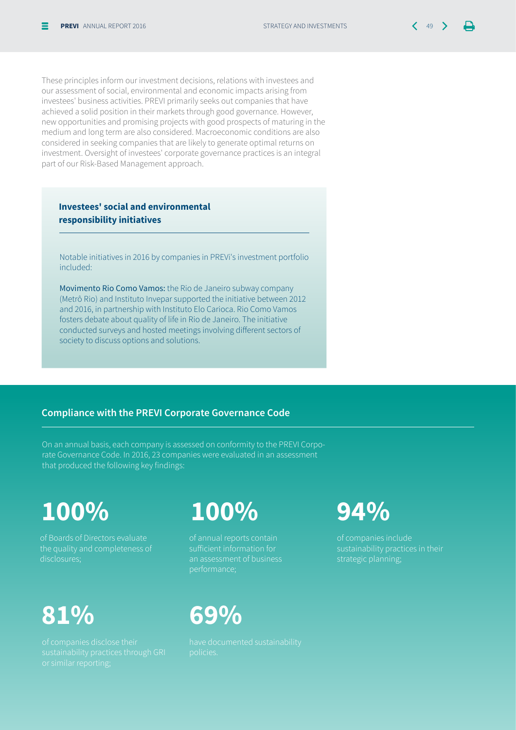These principles inform our investment decisions, relations with investees and our assessment of social, environmental and economic impacts arising from investees' business activities. PREVI primarily seeks out companies that have achieved a solid position in their markets through good governance. However, new opportunities and promising projects with good prospects of maturing in the medium and long term are also considered. Macroeconomic conditions are also considered in seeking companies that are likely to generate optimal returns on investment. Oversight of investees' corporate governance practices is an integral part of our Risk-Based Management approach.

### Investees' social and environmental responsibility initiatives

Notable initiatives in 2016 by companies in PREVi's investment portfolio included:

Movimento Rio Como Vamos: the Rio de Janeiro subway company (Metrô Rio) and Instituto Invepar supported the initiative between 2012 and 2016, in partnership with Instituto Elo Carioca. Rio Como Vamos fosters debate about quality of life in Rio de Janeiro. The initiative conducted surveys and hosted meetings involving different sectors of society to discuss options and solutions.

## Compliance with the PREVI Corporate Governance Code

On an annual basis, each company is assessed on conformity to the PREVI Corporate Governance Code. In 2016, 23 companies were evaluated in an assessment that produced the following key findings:

**100%**

of Boards of Directors evaluate the quality and completeness of disclosures;

**100%**

of annual reports contain sufficient information for an assessment of business performance;

**94%**

of companies include sustainability practices in their strategic planning;

**81%**

of companies disclose their sustainability practices through GRI or similar reporting;

**69%**

have documented sustainability policies.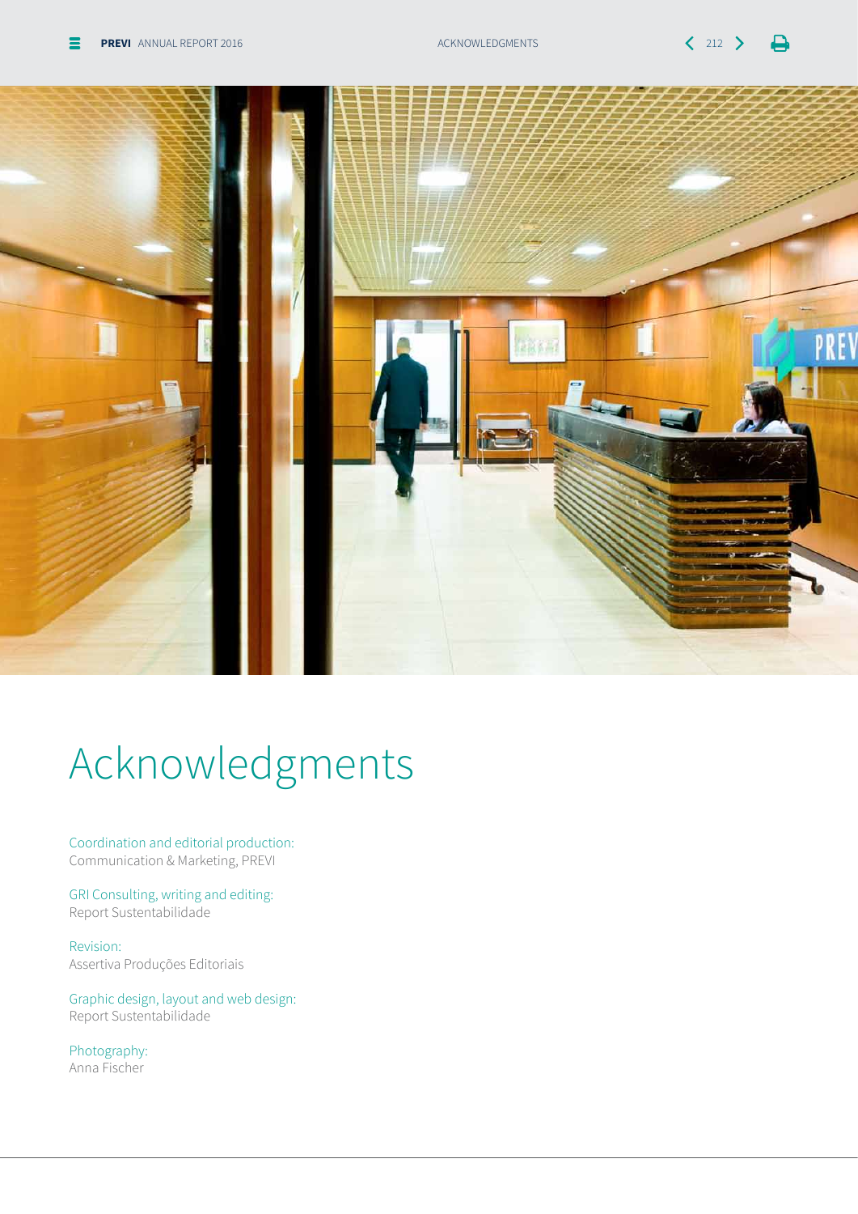# Acknowledgments

Coordination and editorial production:
Communication & Marketing, PREVI

GRI Consulting, writing and editing:
Report Sustentabilidade

Revision:
Assertiva Produções Editoriais

Graphic design, layout and web design:
Report Sustentabilidade

Photography:
Anna Fischer